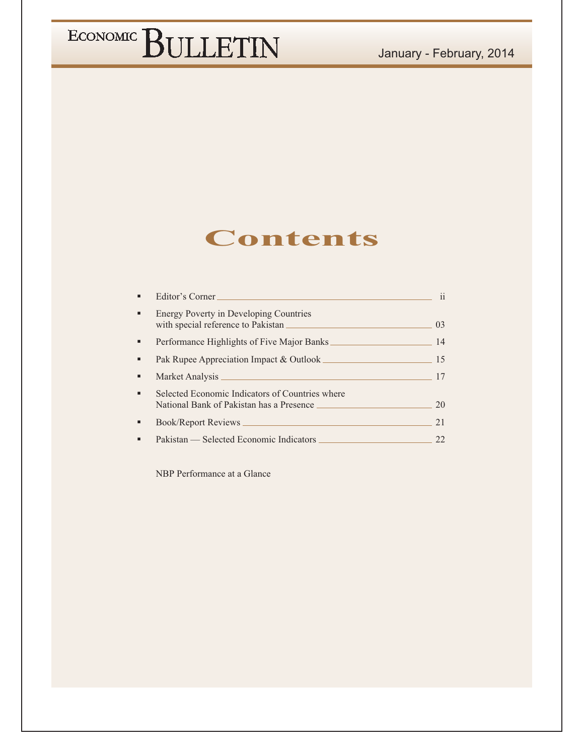ECONOMIC BULLETIN

January - February, 2014

# Contents

- Editor's Corner ii
- Energy Poverty in Developing Countries with special reference to Pakistan 03
- Performance Highlights of Five Major Banks 14
- Pak Rupee Appreciation Impact & Outlook 15
- Market Analysis 17
- Selected Economic Indicators of Countries where National Bank of Pakistan has a Presence 20
- Book/Report Reviews 21
- Pakistan — Selected Economic Indicators 22

NBP Performance at a Glance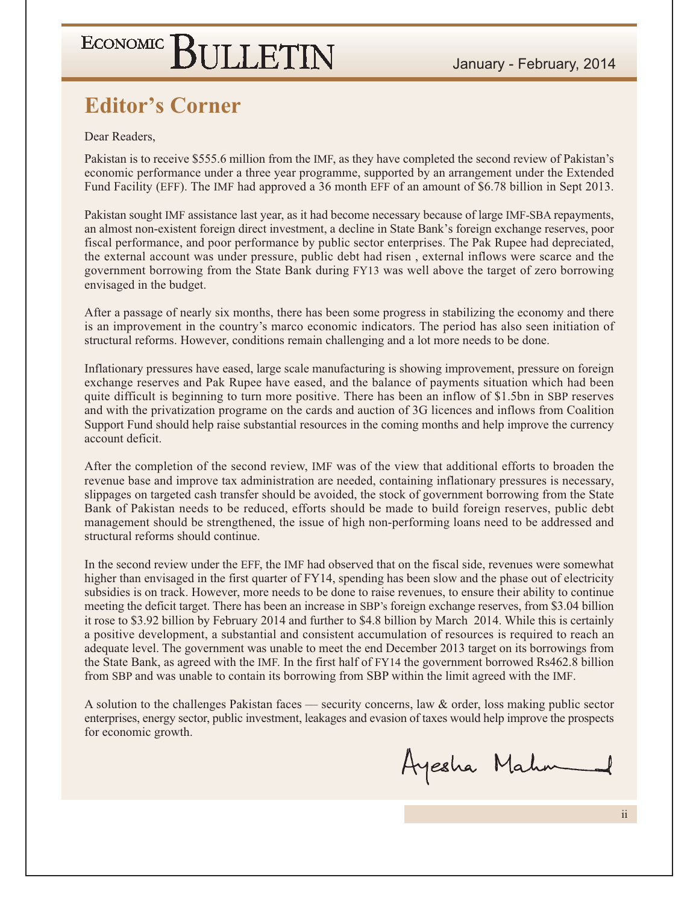## Editor's Corner

Dear Readers,

Pakistan is to receive $555.6 million from the IMF, as they have completed the second review of Pakistan's economic performance under a three year programme, supported by an arrangement under the Extended Fund Facility (EFF). The IMF had approved a 36 month EFF of an amount of $6.78 billion in Sept 2013.

Pakistan sought IMF assistance last year, as it had become necessary because of large IMF-SBA repayments, an almost non-existent foreign direct investment, a decline in State Bank's foreign exchange reserves, poor fiscal performance, and poor performance by public sector enterprises. The Pak Rupee had depreciated, the external account was under pressure, public debt had risen , external inflows were scarce and the government borrowing from the State Bank during FY13 was well above the target of zero borrowing envisaged in the budget.

After a passage of nearly six months, there has been some progress in stabilizing the economy and there is an improvement in the country's marco economic indicators. The period has also seen initiation of structural reforms. However, conditions remain challenging and a lot more needs to be done.

Inflationary pressures have eased, large scale manufacturing is showing improvement, pressure on foreign exchange reserves and Pak Rupee have eased, and the balance of payments situation which had been quite difficult is beginning to turn more positive. There has been an inflow of $1.5bn in SBP reserves and with the privatization programe on the cards and auction of 3G licences and inflows from Coalition Support Fund should help raise substantial resources in the coming months and help improve the currency account deficit.

After the completion of the second review, IMF was of the view that additional efforts to broaden the revenue base and improve tax administration are needed, containing inflationary pressures is necessary, slippages on targeted cash transfer should be avoided, the stock of government borrowing from the State Bank of Pakistan needs to be reduced, efforts should be made to build foreign reserves, public debt management should be strengthened, the issue of high non-performing loans need to be addressed and structural reforms should continue.

In the second review under the EFF, the IMF had observed that on the fiscal side, revenues were somewhat higher than envisaged in the first quarter of FY14, spending has been slow and the phase out of electricity subsidies is on track. However, more needs to be done to raise revenues, to ensure their ability to continue meeting the deficit target. There has been an increase in SBP's foreign exchange reserves, from $3.04 billion it rose to $3.92 billion by February 2014 and further to $4.8 billion by March 2014. While this is certainly a positive development, a substantial and consistent accumulation of resources is required to reach an adequate level. The government was unable to meet the end December 2013 target on its borrowings from the State Bank, as agreed with the IMF. In the first half of FY14 the government borrowed Rs462.8 billion from SBP and was unable to contain its borrowing from SBP within the limit agreed with the IMF.

A solution to the challenges Pakistan faces — security concerns, law & order, loss making public sector enterprises, energy sector, public investment, leakages and evasion of taxes would help improve the prospects for economic growth.

Ayesha Mahmood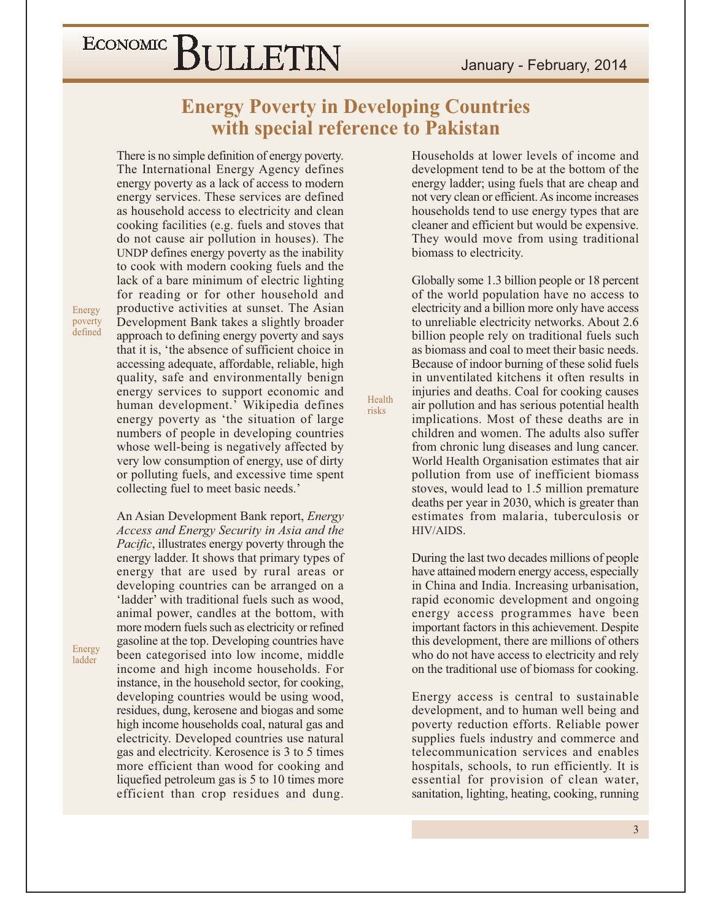# Energy Poverty in Developing Countries with special reference to Pakistan

Energy poverty defined

There is no simple definition of energy poverty. The International Energy Agency defines energy poverty as a lack of access to modern energy services. These services are defined as household access to electricity and clean cooking facilities (e.g. fuels and stoves that do not cause air pollution in houses). The UNDP defines energy poverty as the inability to cook with modern cooking fuels and the lack of a bare minimum of electric lighting for reading or for other household and productive activities at sunset. The Asian Development Bank takes a slightly broader approach to defining energy poverty and says that it is, 'the absence of sufficient choice in accessing adequate, affordable, reliable, high quality, safe and environmentally benign energy services to support economic and human development.' Wikipedia defines energy poverty as 'the situation of large numbers of people in developing countries whose well-being is negatively affected by very low consumption of energy, use of dirty or polluting fuels, and excessive time spent collecting fuel to meet basic needs.'

Energy ladder

An Asian Development Bank report, *Energy Access and Energy Security in Asia and the Pacific*, illustrates energy poverty through the energy ladder. It shows that primary types of energy that are used by rural areas or developing countries can be arranged on a 'ladder' with traditional fuels such as wood, animal power, candles at the bottom, with more modern fuels such as electricity or refined gasoline at the top. Developing countries have been categorised into low income, middle income and high income households. For instance, in the household sector, for cooking, developing countries would be using wood, residues, dung, kerosene and biogas and some high income households coal, natural gas and electricity. Developed countries use natural gas and electricity. Kerosence is 3 to 5 times more efficient than wood for cooking and liquefied petroleum gas is 5 to 10 times more efficient than crop residues and dung. Households at lower levels of income and development tend to be at the bottom of the energy ladder; using fuels that are cheap and not very clean or efficient. As income increases households tend to use energy types that are cleaner and efficient but would be expensive. They would move from using traditional biomass to electricity.

Health risks

Globally some 1.3 billion people or 18 percent of the world population have no access to electricity and a billion more only have access to unreliable electricity networks. About 2.6 billion people rely on traditional fuels such as biomass and coal to meet their basic needs. Because of indoor burning of these solid fuels in unventilated kitchens it often results in injuries and deaths. Coal for cooking causes air pollution and has serious potential health implications. Most of these deaths are in children and women. The adults also suffer from chronic lung diseases and lung cancer. World Health Organisation estimates that air pollution from use of inefficient biomass stoves, would lead to 1.5 million premature deaths per year in 2030, which is greater than estimates from malaria, tuberculosis or HIV/AIDS.

During the last two decades millions of people have attained modern energy access, especially in China and India. Increasing urbanisation, rapid economic development and ongoing energy access programmes have been important factors in this achievement. Despite this development, there are millions of others who do not have access to electricity and rely on the traditional use of biomass for cooking.

Energy access is central to sustainable development, and to human well being and poverty reduction efforts. Reliable power supplies fuels industry and commerce and telecommunication services and enables hospitals, schools, to run efficiently. It is essential for provision of clean water, sanitation, lighting, heating, cooking, running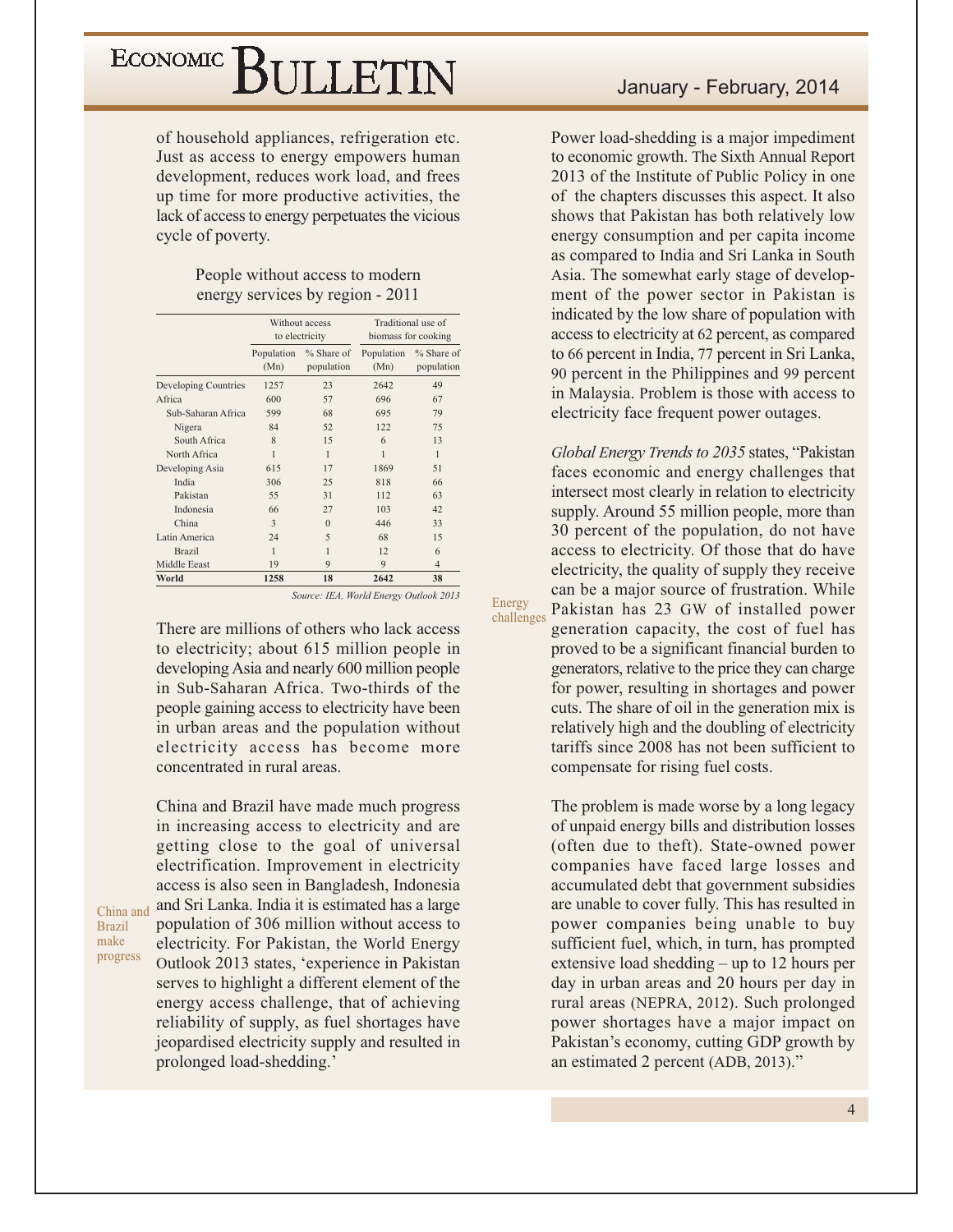of household appliances, refrigeration etc. Just as access to energy empowers human development, reduces work load, and frees up time for more productive activities, the lack of access to energy perpetuates the vicious cycle of poverty.

People without access to modern energy services by region - 2011

| | Without access to electricity | | Traditional use of biomass for cooking | |
|---|---|---|---|---|
| | Population (Mn) | % Share of population | Population (Mn) | % Share of population |
| Developing Countries | 1257 | 23 | 2642 | 49 |
| Africa | 600 | 57 | 696 | 67 |
| Sub-Saharan Africa | 599 | 68 | 695 | 79 |
| Nigera | 84 | 52 | 122 | 75 |
| South Africa | 8 | 15 | 6 | 13 |
| North Africa | 1 | 1 | 1 | 1 |
| Developing Asia | 615 | 17 | 1869 | 51 |
| India | 306 | 25 | 818 | 66 |
| Pakistan | 55 | 31 | 112 | 63 |
| Indonesia | 66 | 27 | 103 | 42 |
| China | 3 | 0 | 446 | 33 |
| Latin America | 24 | 5 | 68 | 15 |
| Brazil | 1 | 1 | 12 | 6 |
| Middle Eeast | 19 | 9 | 9 | 4 |
| **World** | **1258** | **18** | **2642** | **38** |

*Source: IEA, World Energy Outlook 2013*

There are millions of others who lack access to electricity; about 615 million people in developing Asia and nearly 600 million people in Sub-Saharan Africa. Two-thirds of the people gaining access to electricity have been in urban areas and the population without electricity access has become more concentrated in rural areas.

China and Brazil make progress

China and Brazil have made much progress in increasing access to electricity and are getting close to the goal of universal electrification. Improvement in electricity access is also seen in Bangladesh, Indonesia and Sri Lanka. India it is estimated has a large population of 306 million without access to electricity. For Pakistan, the World Energy Outlook 2013 states, 'experience in Pakistan serves to highlight a different element of the energy access challenge, that of achieving reliability of supply, as fuel shortages have jeopardised electricity supply and resulted in prolonged load-shedding.'

Power load-shedding is a major impediment to economic growth. The Sixth Annual Report 2013 of the Institute of Public Policy in one of the chapters discusses this aspect. It also shows that Pakistan has both relatively low energy consumption and per capita income as compared to India and Sri Lanka in South Asia. The somewhat early stage of development of the power sector in Pakistan is indicated by the low share of population with access to electricity at 62 percent, as compared to 66 percent in India, 77 percent in Sri Lanka, 90 percent in the Philippines and 99 percent in Malaysia. Problem is those with access to electricity face frequent power outages.

Energy challenges

*Global Energy Trends to 2035* states, "Pakistan faces economic and energy challenges that intersect most clearly in relation to electricity supply. Around 55 million people, more than 30 percent of the population, do not have access to electricity. Of those that do have electricity, the quality of supply they receive can be a major source of frustration. While Pakistan has 23 GW of installed power generation capacity, the cost of fuel has proved to be a significant financial burden to generators, relative to the price they can charge for power, resulting in shortages and power cuts. The share of oil in the generation mix is relatively high and the doubling of electricity tariffs since 2008 has not been sufficient to compensate for rising fuel costs.

The problem is made worse by a long legacy of unpaid energy bills and distribution losses (often due to theft). State-owned power companies have faced large losses and accumulated debt that government subsidies are unable to cover fully. This has resulted in power companies being unable to buy sufficient fuel, which, in turn, has prompted extensive load shedding – up to 12 hours per day in urban areas and 20 hours per day in rural areas (NEPRA, 2012). Such prolonged power shortages have a major impact on Pakistan's economy, cutting GDP growth by an estimated 2 percent (ADB, 2013)."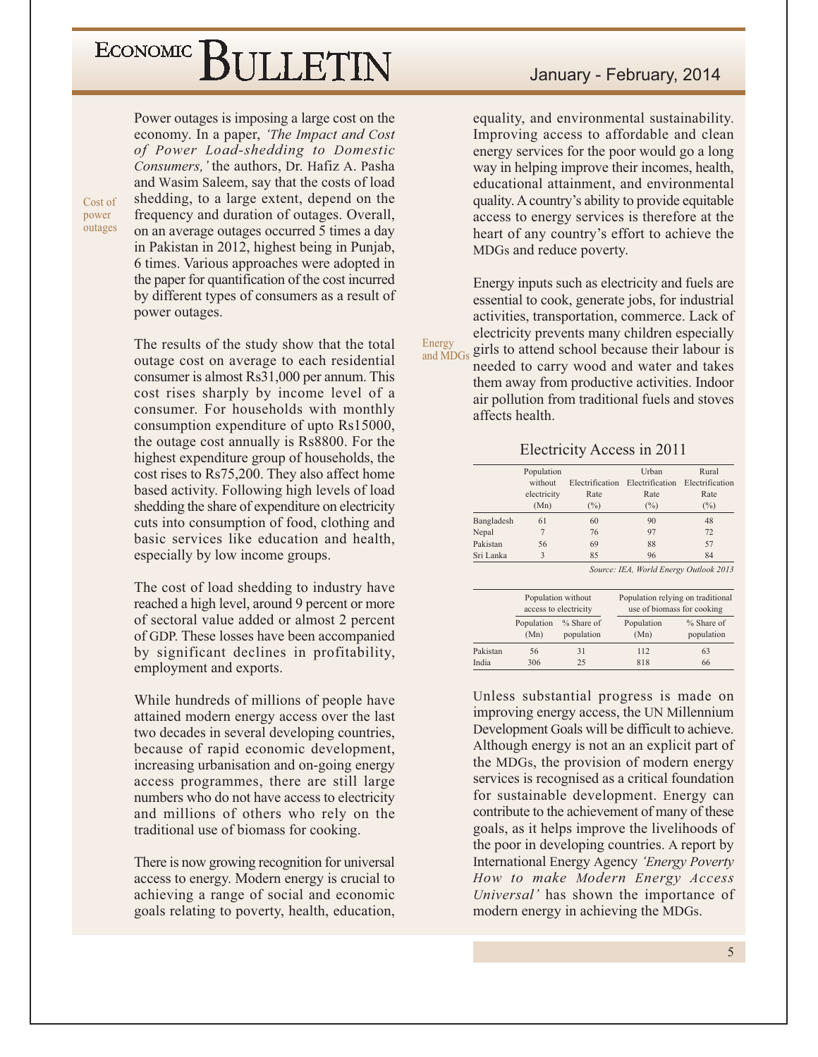Cost of power outages

Power outages is imposing a large cost on the economy. In a paper, *'The Impact and Cost of Power Load-shedding to Domestic Consumers,'* the authors, Dr. Hafiz A. Pasha and Wasim Saleem, say that the costs of load shedding, to a large extent, depend on the frequency and duration of outages. Overall, on an average outages occurred 5 times a day in Pakistan in 2012, highest being in Punjab, 6 times. Various approaches were adopted in the paper for quantification of the cost incurred by different types of consumers as a result of power outages.

The results of the study show that the total outage cost on average to each residential consumer is almost Rs31,000 per annum. This cost rises sharply by income level of a consumer. For households with monthly consumption expenditure of upto Rs15000, the outage cost annually is Rs8800. For the highest expenditure group of households, the cost rises to Rs75,200. They also affect home based activity. Following high levels of load shedding the share of expenditure on electricity cuts into consumption of food, clothing and basic services like education and health, especially by low income groups.

The cost of load shedding to industry have reached a high level, around 9 percent or more of sectoral value added or almost 2 percent of GDP. These losses have been accompanied by significant declines in profitability, employment and exports.

While hundreds of millions of people have attained modern energy access over the last two decades in several developing countries, because of rapid economic development, increasing urbanisation and on-going energy access programmes, there are still large numbers who do not have access to electricity and millions of others who rely on the traditional use of biomass for cooking.

There is now growing recognition for universal access to energy. Modern energy is crucial to achieving a range of social and economic goals relating to poverty, health, education, equality, and environmental sustainability. Improving access to affordable and clean energy services for the poor would go a long way in helping improve their incomes, health, educational attainment, and environmental quality. A country's ability to provide equitable access to energy services is therefore at the heart of any country's effort to achieve the MDGs and reduce poverty.

Energy and MDGs

Energy inputs such as electricity and fuels are essential to cook, generate jobs, for industrial activities, transportation, commerce. Lack of electricity prevents many children especially girls to attend school because their labour is needed to carry wood and water and takes them away from productive activities. Indoor air pollution from traditional fuels and stoves affects health.

### Electricity Access in 2011

| | Population without electricity (Mn) | Electrification Rate (%) | Urban Electrification Rate (%) | Rural Electrification Rate (%) |
|---|---|---|---|---|
| Bangladesh | 61 | 60 | 90 | 48 |
| Nepal | 7 | 76 | 97 | 72 |
| Pakistan | 56 | 69 | 88 | 57 |
| Sri Lanka | 3 | 85 | 96 | 84 |

*Source: IEA, World Energy Outlook 2013*

| | Population without access to electricity | | Population relying on traditional use of biomass for cooking | |
|---|---|---|---|---|
| | Population (Mn) | % Share of population | Population (Mn) | % Share of population |
| Pakistan | 56 | 31 | 112 | 63 |
| India | 306 | 25 | 818 | 66 |

Unless substantial progress is made on improving energy access, the UN Millennium Development Goals will be difficult to achieve. Although energy is not an an explicit part of the MDGs, the provision of modern energy services is recognised as a critical foundation for sustainable development. Energy can contribute to the achievement of many of these goals, as it helps improve the livelihoods of the poor in developing countries. A report by International Energy Agency *'Energy Poverty How to make Modern Energy Access Universal'* has shown the importance of modern energy in achieving the MDGs.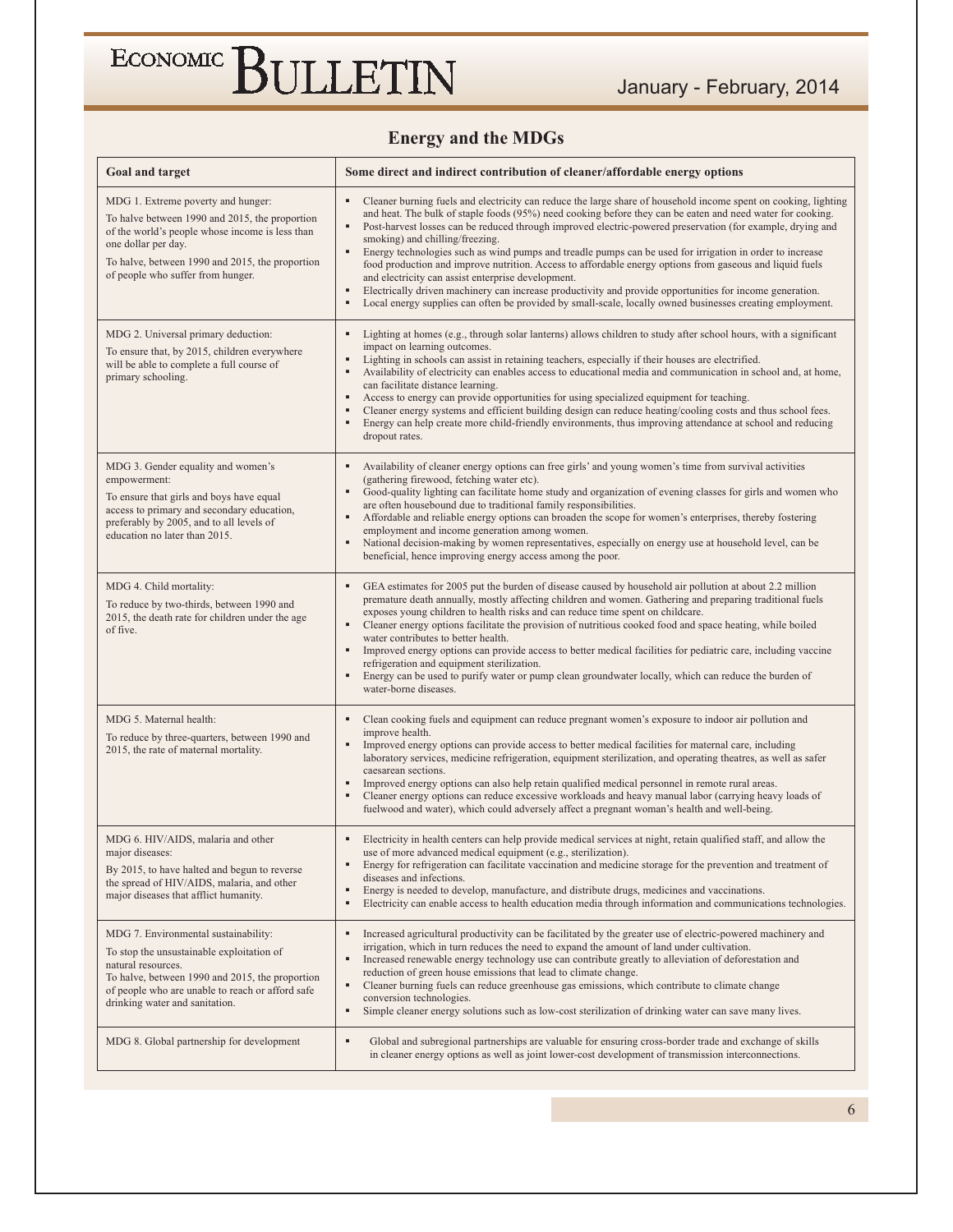## Energy and the MDGs

| Goal and target | Some direct and indirect contribution of cleaner/affordable energy options |
|---|---|
| MDG 1. Extreme poverty and hunger:<br>To halve between 1990 and 2015, the proportion of the world's people whose income is less than one dollar per day.<br>To halve, between 1990 and 2015, the proportion of people who suffer from hunger. | ▪ Cleaner burning fuels and electricity can reduce the large share of household income spent on cooking, lighting and heat. The bulk of staple foods (95%) need cooking before they can be eaten and need water for cooking.<br>▪ Post-harvest losses can be reduced through improved electric-powered preservation (for example, drying and smoking) and chilling/freezing.<br>▪ Energy technologies such as wind pumps and treadle pumps can be used for irrigation in order to increase food production and improve nutrition. Access to affordable energy options from gaseous and liquid fuels and electricity can assist enterprise development.<br>▪ Electrically driven machinery can increase productivity and provide opportunities for income generation.<br>▪ Local energy supplies can often be provided by small-scale, locally owned businesses creating employment. |
| MDG 2. Universal primary deduction:<br>To ensure that, by 2015, children everywhere will be able to complete a full course of primary schooling. | ▪ Lighting at homes (e.g., through solar lanterns) allows children to study after school hours, with a significant impact on learning outcomes.<br>▪ Lighting in schools can assist in retaining teachers, especially if their houses are electrified.<br>▪ Availability of electricity can enables access to educational media and communication in school and, at home, can facilitate distance learning.<br>▪ Access to energy can provide opportunities for using specialized equipment for teaching.<br>▪ Cleaner energy systems and efficient building design can reduce heating/cooling costs and thus school fees.<br>▪ Energy can help create more child-friendly environments, thus improving attendance at school and reducing dropout rates. |
| MDG 3. Gender equality and women's empowerment:<br>To ensure that girls and boys have equal access to primary and secondary education, preferably by 2005, and to all levels of education no later than 2015. | ▪ Availability of cleaner energy options can free girls' and young women's time from survival activities (gathering firewood, fetching water etc).<br>▪ Good-quality lighting can facilitate home study and organization of evening classes for girls and women who are often housebound due to traditional family responsibilities.<br>▪ Affordable and reliable energy options can broaden the scope for women's enterprises, thereby fostering employment and income generation among women.<br>▪ National decision-making by women representatives, especially on energy use at household level, can be beneficial, hence improving energy access among the poor. |
| MDG 4. Child mortality:<br>To reduce by two-thirds, between 1990 and 2015, the death rate for children under the age of five. | ▪ GEA estimates for 2005 put the burden of disease caused by household air pollution at about 2.2 million premature death annually, mostly affecting children and women. Gathering and preparing traditional fuels exposes young children to health risks and can reduce time spent on childcare.<br>▪ Cleaner energy options facilitate the provision of nutritious cooked food and space heating, while boiled water contributes to better health.<br>▪ Improved energy options can provide access to better medical facilities for pediatric care, including vaccine refrigeration and equipment sterilization.<br>▪ Energy can be used to purify water or pump clean groundwater locally, which can reduce the burden of water-borne diseases. |
| MDG 5. Maternal health:<br>To reduce by three-quarters, between 1990 and 2015, the rate of maternal mortality. | ▪ Clean cooking fuels and equipment can reduce pregnant women's exposure to indoor air pollution and improve health.<br>▪ Improved energy options can provide access to better medical facilities for maternal care, including laboratory services, medicine refrigeration, equipment sterilization, and operating theatres, as well as safer caesarean sections.<br>▪ Improved energy options can also help retain qualified medical personnel in remote rural areas.<br>▪ Cleaner energy options can reduce excessive workloads and heavy manual labor (carrying heavy loads of fuelwood and water), which could adversely affect a pregnant woman's health and well-being. |
| MDG 6. HIV/AIDS, malaria and other major diseases:<br>By 2015, to have halted and begun to reverse the spread of HIV/AIDS, malaria, and other major diseases that afflict humanity. | ▪ Electricity in health centers can help provide medical services at night, retain qualified staff, and allow the use of more advanced medical equipment (e.g., sterilization).<br>▪ Energy for refrigeration can facilitate vaccination and medicine storage for the prevention and treatment of diseases and infections.<br>▪ Energy is needed to develop, manufacture, and distribute drugs, medicines and vaccinations.<br>▪ Electricity can enable access to health education media through information and communications technologies. |
| MDG 7. Environmental sustainability:<br>To stop the unsustainable exploitation of natural resources.<br>To halve, between 1990 and 2015, the proportion of people who are unable to reach or afford safe drinking water and sanitation. | ▪ Increased agricultural productivity can be facilitated by the greater use of electric-powered machinery and irrigation, which in turn reduces the need to expand the amount of land under cultivation.<br>▪ Increased renewable energy technology use can contribute greatly to alleviation of deforestation and reduction of green house emissions that lead to climate change.<br>▪ Cleaner burning fuels can reduce greenhouse gas emissions, which contribute to climate change conversion technologies.<br>▪ Simple cleaner energy solutions such as low-cost sterilization of drinking water can save many lives. |
| MDG 8. Global partnership for development | ▪ Global and subregional partnerships are valuable for ensuring cross-border trade and exchange of skills in cleaner energy options as well as joint lower-cost development of transmission interconnections. |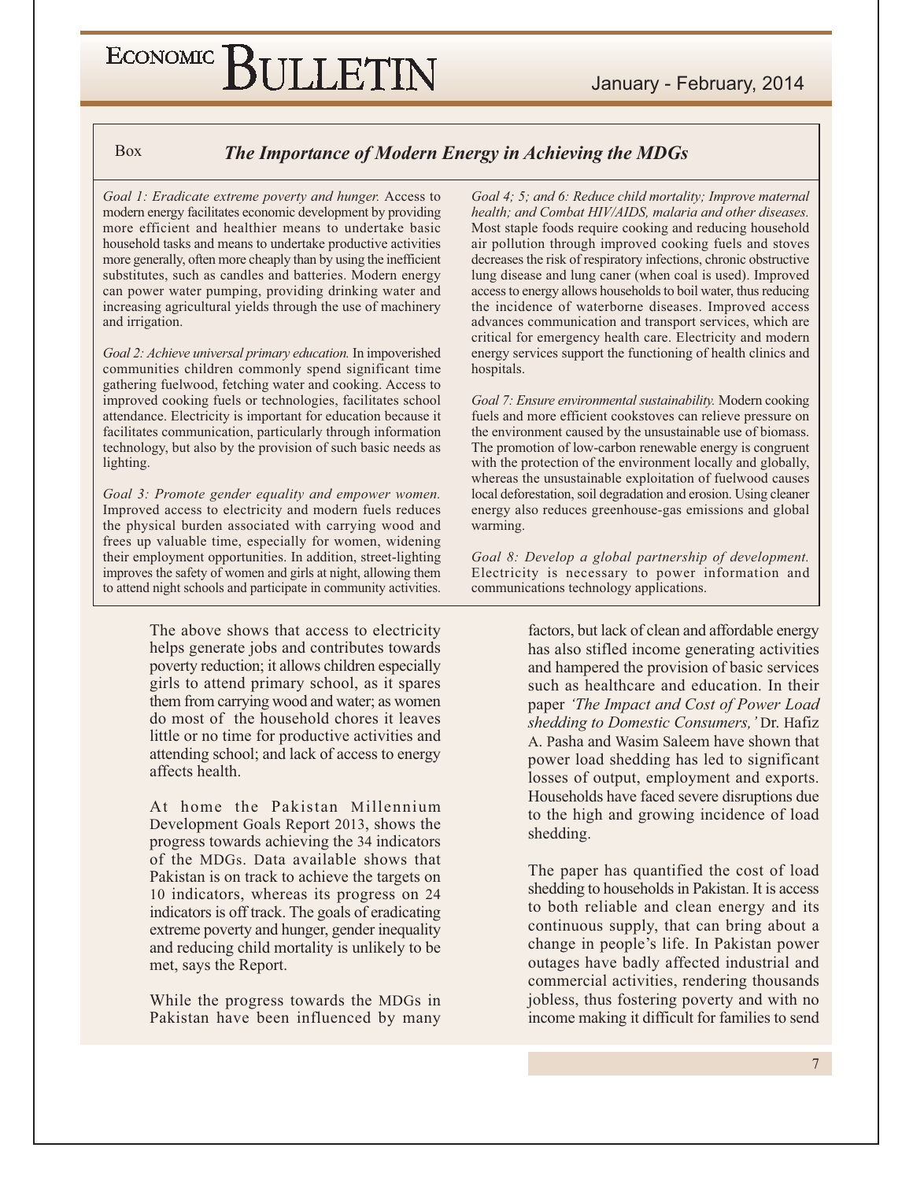Box

### *The Importance of Modern Energy in Achieving the MDGs*

*Goal 1: Eradicate extreme poverty and hunger.* Access to modern energy facilitates economic development by providing more efficient and healthier means to undertake basic household tasks and means to undertake productive activities more generally, often more cheaply than by using the inefficient substitutes, such as candles and batteries. Modern energy can power water pumping, providing drinking water and increasing agricultural yields through the use of machinery and irrigation.

*Goal 2: Achieve universal primary education.* In impoverished communities children commonly spend significant time gathering fuelwood, fetching water and cooking. Access to improved cooking fuels or technologies, facilitates school attendance. Electricity is important for education because it facilitates communication, particularly through information technology, but also by the provision of such basic needs as lighting.

*Goal 3: Promote gender equality and empower women.* Improved access to electricity and modern fuels reduces the physical burden associated with carrying wood and frees up valuable time, especially for women, widening their employment opportunities. In addition, street-lighting improves the safety of women and girls at night, allowing them to attend night schools and participate in community activities.

*Goal 4; 5; and 6: Reduce child mortality; Improve maternal health; and Combat HIV/AIDS, malaria and other diseases.* Most staple foods require cooking and reducing household air pollution through improved cooking fuels and stoves decreases the risk of respiratory infections, chronic obstructive lung disease and lung caner (when coal is used). Improved access to energy allows households to boil water, thus reducing the incidence of waterborne diseases. Improved access advances communication and transport services, which are critical for emergency health care. Electricity and modern energy services support the functioning of health clinics and hospitals.

*Goal 7: Ensure environmental sustainability.* Modern cooking fuels and more efficient cookstoves can relieve pressure on the environment caused by the unsustainable use of biomass. The promotion of low-carbon renewable energy is congruent with the protection of the environment locally and globally, whereas the unsustainable exploitation of fuelwood causes local deforestation, soil degradation and erosion. Using cleaner energy also reduces greenhouse-gas emissions and global warming.

*Goal 8: Develop a global partnership of development.* Electricity is necessary to power information and communications technology applications.

The above shows that access to electricity helps generate jobs and contributes towards poverty reduction; it allows children especially girls to attend primary school, as it spares them from carrying wood and water; as women do most of the household chores it leaves little or no time for productive activities and attending school; and lack of access to energy affects health.

At home the Pakistan Millennium Development Goals Report 2013, shows the progress towards achieving the 34 indicators of the MDGs. Data available shows that Pakistan is on track to achieve the targets on 10 indicators, whereas its progress on 24 indicators is off track. The goals of eradicating extreme poverty and hunger, gender inequality and reducing child mortality is unlikely to be met, says the Report.

While the progress towards the MDGs in Pakistan have been influenced by many factors, but lack of clean and affordable energy has also stifled income generating activities and hampered the provision of basic services such as healthcare and education. In their paper *'The Impact and Cost of Power Load shedding to Domestic Consumers,'* Dr. Hafiz A. Pasha and Wasim Saleem have shown that power load shedding has led to significant losses of output, employment and exports. Households have faced severe disruptions due to the high and growing incidence of load shedding.

The paper has quantified the cost of load shedding to households in Pakistan. It is access to both reliable and clean energy and its continuous supply, that can bring about a change in people's life. In Pakistan power outages have badly affected industrial and commercial activities, rendering thousands jobless, thus fostering poverty and with no income making it difficult for families to send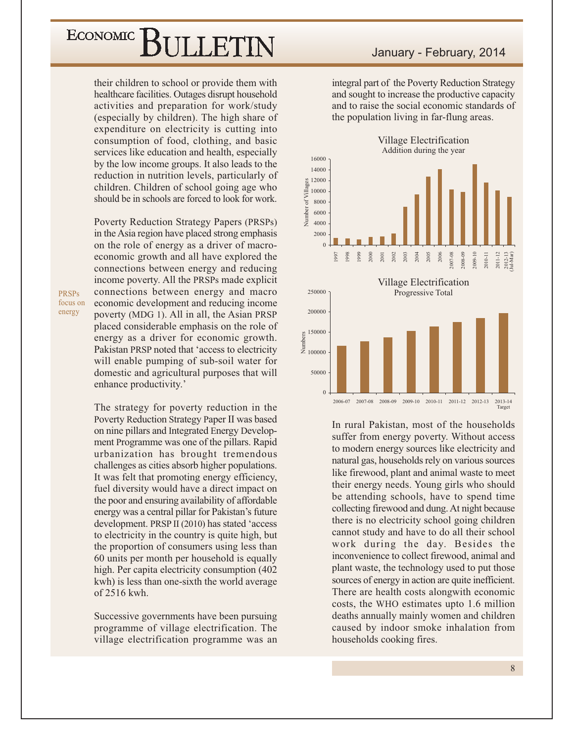their children to school or provide them with healthcare facilities. Outages disrupt household activities and preparation for work/study (especially by children). The high share of expenditure on electricity is cutting into consumption of food, clothing, and basic services like education and health, especially by the low income groups. It also leads to the reduction in nutrition levels, particularly of children. Children of school going age who should be in schools are forced to look for work.

PRSPs focus on energy

Poverty Reduction Strategy Papers (PRSPs) in the Asia region have placed strong emphasis on the role of energy as a driver of macro-economic growth and all have explored the connections between energy and reducing income poverty. All the PRSPs made explicit connections between energy and macro economic development and reducing income poverty (MDG 1). All in all, the Asian PRSP placed considerable emphasis on the role of energy as a driver for economic growth. Pakistan PRSP noted that 'access to electricity will enable pumping of sub-soil water for domestic and agricultural purposes that will enhance productivity.'

The strategy for poverty reduction in the Poverty Reduction Strategy Paper II was based on nine pillars and Integrated Energy Development Programme was one of the pillars. Rapid urbanization has brought tremendous challenges as cities absorb higher populations. It was felt that promoting energy efficiency, fuel diversity would have a direct impact on the poor and ensuring availability of affordable energy was a central pillar for Pakistan's future development. PRSP II (2010) has stated 'access to electricity in the country is quite high, but the proportion of consumers using less than 60 units per month per household is equally high. Per capita electricity consumption (402 kwh) is less than one-sixth the world average of 2516 kwh.

Successive governments have been pursuing programme of village electrification. The village electrification programme was an integral part of the Poverty Reduction Strategy and sought to increase the productive capacity and to raise the social economic standards of the population living in far-flung areas.

**Village Electrification**
Addition during the year

(Number of Villages: 1997, 1998, 1999, 2000, 2001, 2002, 2003, 2004, 2005, 2006, 2007-08, 2008-09, 2009-10, 2010-11, 2011-12, 2012-13 (Jul-Mar))

**Village Electrification**
Progressive Total

(Numbers: 2006-07, 2007-08, 2008-09, 2009-10, 2010-11, 2011-12, 2012-13, 2013-14 Target)

In rural Pakistan, most of the households suffer from energy poverty. Without access to modern energy sources like electricity and natural gas, households rely on various sources like firewood, plant and animal waste to meet their energy needs. Young girls who should be attending schools, have to spend time collecting firewood and dung. At night because there is no electricity school going children cannot study and have to do all their school work during the day. Besides the inconvenience to collect firewood, animal and plant waste, the technology used to put those sources of energy in action are quite inefficient. There are health costs alongwith economic costs, the WHO estimates upto 1.6 million deaths annually mainly women and children caused by indoor smoke inhalation from households cooking fires.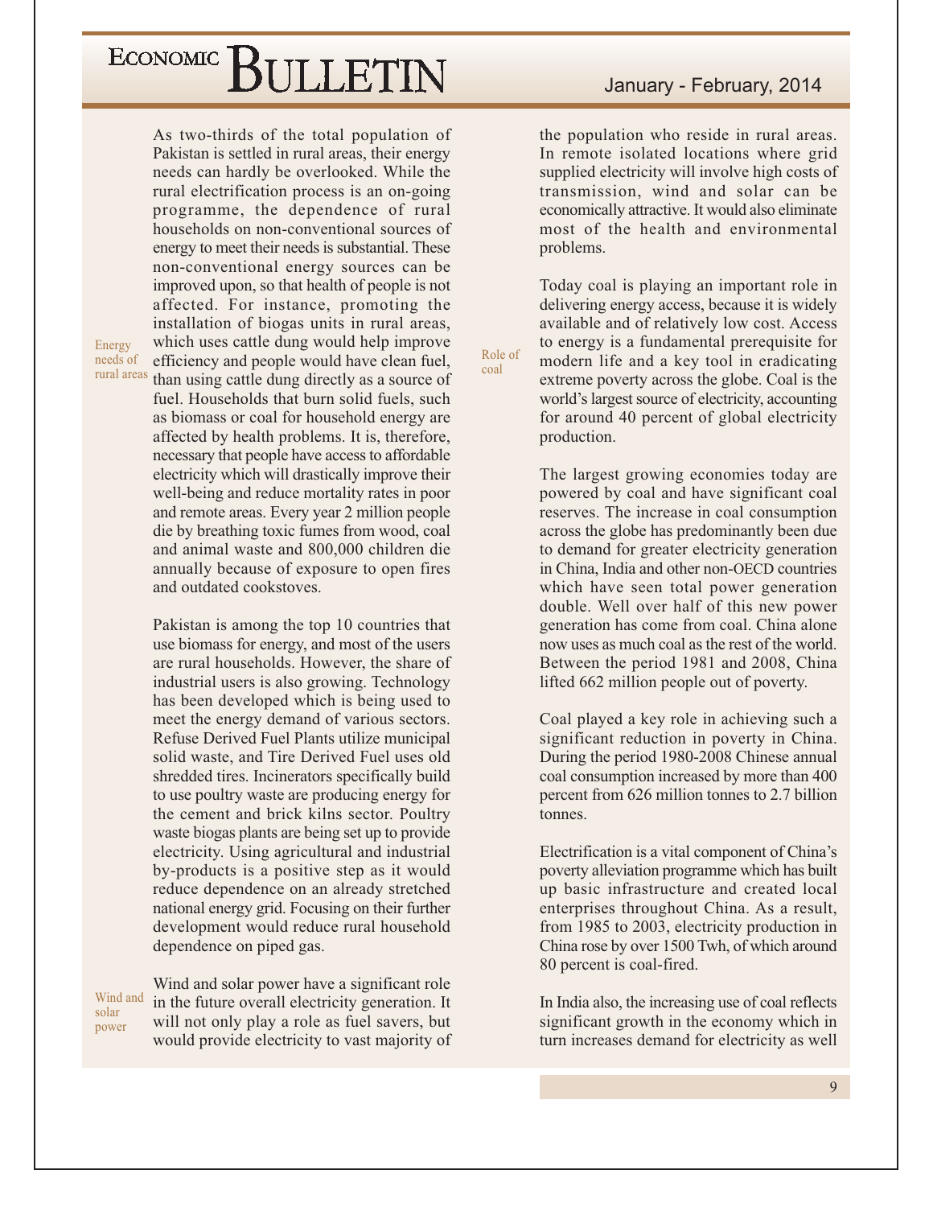As two-thirds of the total population of Pakistan is settled in rural areas, their energy needs can hardly be overlooked. While the rural electrification process is an on-going programme, the dependence of rural households on non-conventional sources of energy to meet their needs is substantial. These non-conventional energy sources can be improved upon, so that health of people is not affected. For instance, promoting the installation of biogas units in rural areas, which uses cattle dung would help improve efficiency and people would have clean fuel, than using cattle dung directly as a source of fuel. Households that burn solid fuels, such as biomass or coal for household energy are affected by health problems. It is, therefore, necessary that people have access to affordable electricity which will drastically improve their well-being and reduce mortality rates in poor and remote areas. Every year 2 million people die by breathing toxic fumes from wood, coal and animal waste and 800,000 children die annually because of exposure to open fires and outdated cookstoves.

*Energy needs of rural areas*

Pakistan is among the top 10 countries that use biomass for energy, and most of the users are rural households. However, the share of industrial users is also growing. Technology has been developed which is being used to meet the energy demand of various sectors. Refuse Derived Fuel Plants utilize municipal solid waste, and Tire Derived Fuel uses old shredded tires. Incinerators specifically build to use poultry waste are producing energy for the cement and brick kilns sector. Poultry waste biogas plants are being set up to provide electricity. Using agricultural and industrial by-products is a positive step as it would reduce dependence on an already stretched national energy grid. Focusing on their further development would reduce rural household dependence on piped gas.

*Wind and solar power*

Wind and solar power have a significant role in the future overall electricity generation. It will not only play a role as fuel savers, but would provide electricity to vast majority of the population who reside in rural areas. In remote isolated locations where grid supplied electricity will involve high costs of transmission, wind and solar can be economically attractive. It would also eliminate most of the health and environmental problems.

*Role of coal*

Today coal is playing an important role in delivering energy access, because it is widely available and of relatively low cost. Access to energy is a fundamental prerequisite for modern life and a key tool in eradicating extreme poverty across the globe. Coal is the world's largest source of electricity, accounting for around 40 percent of global electricity production.

The largest growing economies today are powered by coal and have significant coal reserves. The increase in coal consumption across the globe has predominantly been due to demand for greater electricity generation in China, India and other non-OECD countries which have seen total power generation double. Well over half of this new power generation has come from coal. China alone now uses as much coal as the rest of the world. Between the period 1981 and 2008, China lifted 662 million people out of poverty.

Coal played a key role in achieving such a significant reduction in poverty in China. During the period 1980-2008 Chinese annual coal consumption increased by more than 400 percent from 626 million tonnes to 2.7 billion tonnes.

Electrification is a vital component of China's poverty alleviation programme which has built up basic infrastructure and created local enterprises throughout China. As a result, from 1985 to 2003, electricity production in China rose by over 1500 Twh, of which around 80 percent is coal-fired.

In India also, the increasing use of coal reflects significant growth in the economy which in turn increases demand for electricity as well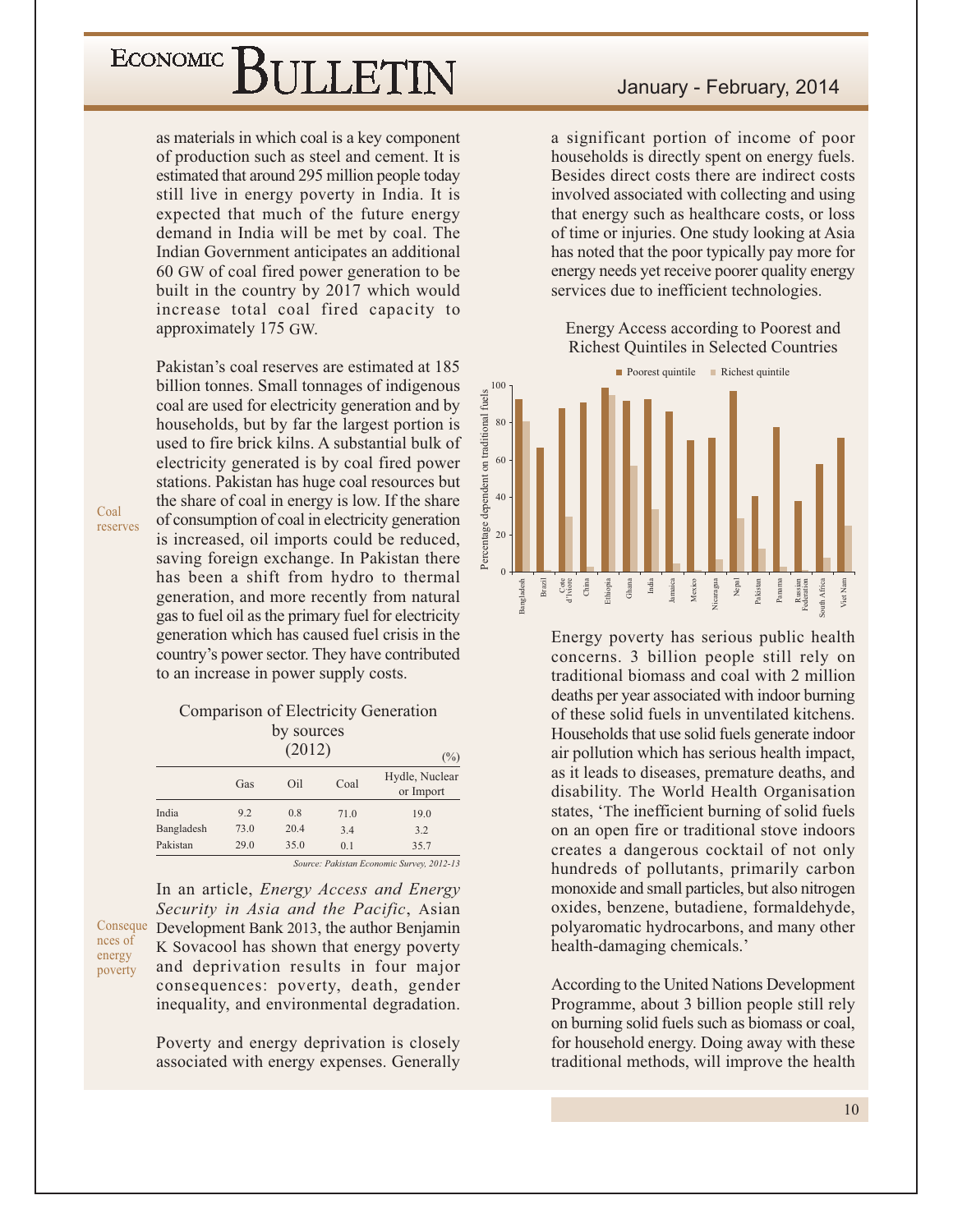as materials in which coal is a key component of production such as steel and cement. It is estimated that around 295 million people today still live in energy poverty in India. It is expected that much of the future energy demand in India will be met by coal. The Indian Government anticipates an additional 60 GW of coal fired power generation to be built in the country by 2017 which would increase total coal fired capacity to approximately 175 GW.

Coal reserves

Pakistan's coal reserves are estimated at 185 billion tonnes. Small tonnages of indigenous coal are used for electricity generation and by households, but by far the largest portion is used to fire brick kilns. A substantial bulk of electricity generated is by coal fired power stations. Pakistan has huge coal resources but the share of coal in energy is low. If the share of consumption of coal in electricity generation is increased, oil imports could be reduced, saving foreign exchange. In Pakistan there has been a shift from hydro to thermal generation, and more recently from natural gas to fuel oil as the primary fuel for electricity generation which has caused fuel crisis in the country's power sector. They have contributed to an increase in power supply costs.

Comparison of Electricity Generation by sources (2012)

(%)

| | Gas | Oil | Coal | Hydle, Nuclear or Import |
|---|---|---|---|---|
| India | 9.2 | 0.8 | 71.0 | 19.0 |
| Bangladesh | 73.0 | 20.4 | 3.4 | 3.2 |
| Pakistan | 29.0 | 35.0 | 0.1 | 35.7 |

*Source: Pakistan Economic Survey, 2012-13*

Consequences of energy poverty

In an article, *Energy Access and Energy Security in Asia and the Pacific*, Asian Development Bank 2013, the author Benjamin K Sovacool has shown that energy poverty and deprivation results in four major consequences: poverty, death, gender inequality, and environmental degradation.

Poverty and energy deprivation is closely associated with energy expenses. Generally a significant portion of income of poor households is directly spent on energy fuels. Besides direct costs there are indirect costs involved associated with collecting and using that energy such as healthcare costs, or loss of time or injuries. One study looking at Asia has noted that the poor typically pay more for energy needs yet receive poorer quality energy services due to inefficient technologies.

Energy Access according to Poorest and Richest Quintiles in Selected Countries

Energy poverty has serious public health concerns. 3 billion people still rely on traditional biomass and coal with 2 million deaths per year associated with indoor burning of these solid fuels in unventilated kitchens. Households that use solid fuels generate indoor air pollution which has serious health impact, as it leads to diseases, premature deaths, and disability. The World Health Organisation states, 'The inefficient burning of solid fuels on an open fire or traditional stove indoors creates a dangerous cocktail of not only hundreds of pollutants, primarily carbon monoxide and small particles, but also nitrogen oxides, benzene, butadiene, formaldehyde, polyaromatic hydrocarbons, and many other health-damaging chemicals.'

According to the United Nations Development Programme, about 3 billion people still rely on burning solid fuels such as biomass or coal, for household energy. Doing away with these traditional methods, will improve the health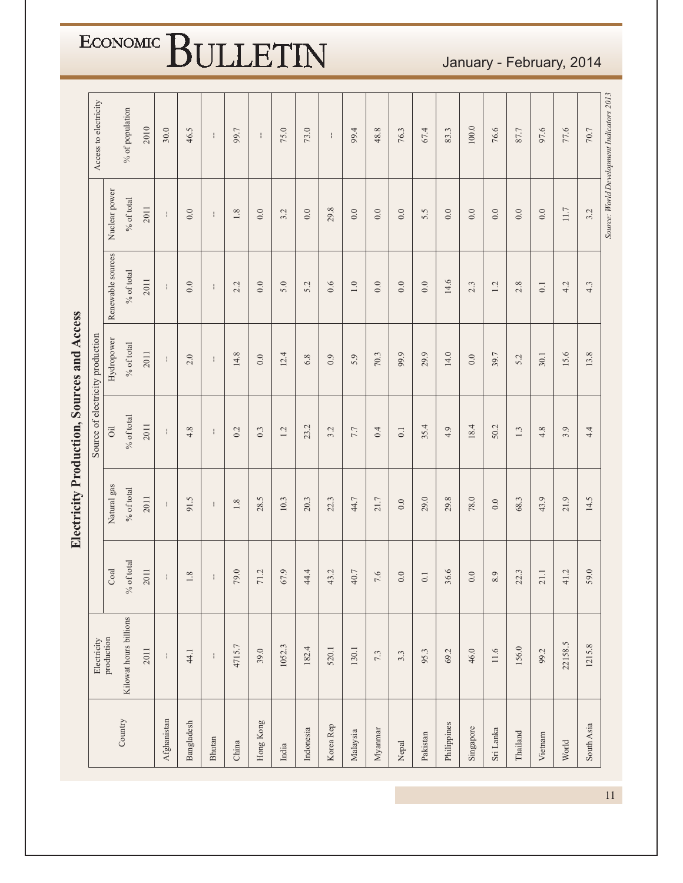## Electricity Production, Sources and Access

| Country | Electricity production | Source of electricity production | | | | | | Access to electricity |
|---|---|---|---|---|---|---|---|---|
| | Kilowat hours billions | Coal % of total | Natural gas % of total | Oil % of total | Hydropower % of total | Renewable sources % of total | Nuclear power % of total | % of population |
| | 2011 | 2011 | 2011 | 2011 | 2011 | 2011 | 2011 | 2010 |
| Afghanistan | -- | -- | -- | -- | -- | -- | -- | 30.0 |
| Bangladesh | 44.1 | 1.8 | 91.5 | 4.8 | 2.0 | 0.0 | 0.0 | 46.5 |
| Bhutan | -- | -- | -- | -- | -- | -- | -- | -- |
| China | 4715.7 | 79.0 | 1.8 | 0.2 | 14.8 | 2.2 | 1.8 | 99.7 |
| Hong Kong | 39.0 | 71.2 | 28.5 | 0.3 | 0.0 | 0.0 | 0.0 | -- |
| India | 1052.3 | 67.9 | 10.3 | 1.2 | 12.4 | 5.0 | 3.2 | 75.0 |
| Indonesia | 182.4 | 44.4 | 20.3 | 23.2 | 6.8 | 5.2 | 0.0 | 73.0 |
| Korea Rep | 520.1 | 43.2 | 22.3 | 3.2 | 0.9 | 0.6 | 29.8 | -- |
| Malaysia | 130.1 | 40.7 | 44.7 | 7.7 | 5.9 | 1.0 | 0.0 | 99.4 |
| Myanmar | 7.3 | 7.6 | 21.7 | 0.4 | 70.3 | 0.0 | 0.0 | 48.8 |
| Nepal | 3.3 | 0.0 | 0.0 | 0.1 | 99.9 | 0.0 | 0.0 | 76.3 |
| Pakistan | 95.3 | 0.1 | 29.0 | 35.4 | 29.9 | 0.0 | 5.5 | 67.4 |
| Philippines | 69.2 | 36.6 | 29.8 | 4.9 | 14.0 | 14.6 | 0.0 | 83.3 |
| Singapore | 46.0 | 0.0 | 78.0 | 18.4 | 0.0 | 2.3 | 0.0 | 100.0 |
| Sri Lanka | 11.6 | 8.9 | 0.0 | 50.2 | 39.7 | 1.2 | 0.0 | 76.6 |
| Thailand | 156.0 | 22.3 | 68.3 | 1.3 | 5.2 | 2.8 | 0.0 | 87.7 |
| Vietnam | 99.2 | 21.1 | 43.9 | 4.8 | 30.1 | 0.1 | 0.0 | 97.6 |
| World | 22158.5 | 41.2 | 21.9 | 3.9 | 15.6 | 4.2 | 11.7 | 77.6 |
| South Asia | 1215.8 | 59.0 | 14.5 | 4.4 | 13.8 | 4.3 | 3.2 | 70.7 |

*Source: World Development Indicators 2013*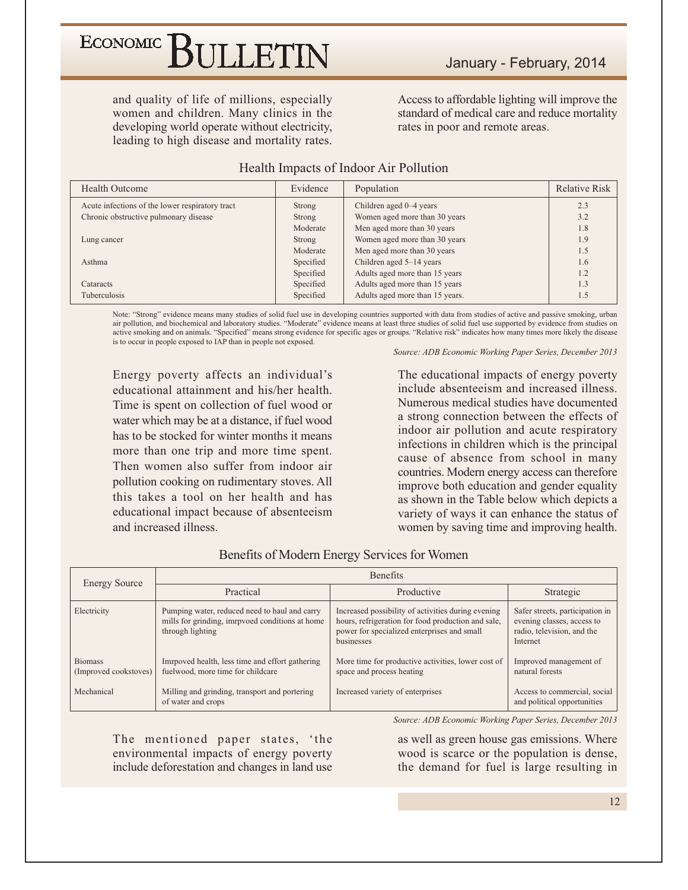and quality of life of millions, especially women and children. Many clinics in the developing world operate without electricity, leading to high disease and mortality rates. Access to affordable lighting will improve the standard of medical care and reduce mortality rates in poor and remote areas.

### Health Impacts of Indoor Air Pollution

| Health Outcome | Evidence | Population | Relative Risk |
|---|---|---|---|
| Acute infections of the lower respiratory tract | Strong | Children aged 0–4 years | 2.3 |
| Chronic obstructive pulmonary disease | Strong | Women aged more than 30 years | 3.2 |
| | Moderate | Men aged more than 30 years | 1.8 |
| Lung cancer | Strong | Women aged more than 30 years | 1.9 |
| | Moderate | Men aged more than 30 years | 1.5 |
| Asthma | Specified | Children aged 5–14 years | 1.6 |
| | Specified | Adults aged more than 15 years | 1.2 |
| Cataracts | Specified | Adults aged more than 15 years | 1.3 |
| Tuberculosis | Specified | Adults aged more than 15 years. | 1.5 |

Note: "Strong" evidence means many studies of solid fuel use in developing countries supported with data from studies of active and passive smoking, urban air pollution, and biochemical and laboratory studies. "Moderate" evidence means at least three studies of solid fuel use supported by evidence from studies on active smoking and on animals. "Specified" means strong evidence for specific ages or groups. "Relative risk" indicates how many times more likely the disease is to occur in people exposed to IAP than in people not exposed.

*Source: ADB Economic Working Paper Series, December 2013*

Energy poverty affects an individual's educational attainment and his/her health. Time is spent on collection of fuel wood or water which may be at a distance, if fuel wood has to be stocked for winter months it means more than one trip and more time spent. Then women also suffer from indoor air pollution cooking on rudimentary stoves. All this takes a tool on her health and has educational impact because of absenteeism and increased illness.

The educational impacts of energy poverty include absenteeism and increased illness. Numerous medical studies have documented a strong connection between the effects of indoor air pollution and acute respiratory infections in children which is the principal cause of absence from school in many countries. Modern energy access can therefore improve both education and gender equality as shown in the Table below which depicts a variety of ways it can enhance the status of women by saving time and improving health.

### Benefits of Modern Energy Services for Women

| Energy Source | Benefits | | |
|---|---|---|---|
| | Practical | Productive | Strategic |
| Electricity | Pumping water, reduced need to haul and carry mills for grinding, imrpvoed conditions at home through lighting | Increased possibility of activities during evening hours, refrigeration for food production and sale, power for specialized enterprises and small businesses | Safer streets, participation in evening classes, access to radio, television, and the Internet |
| Biomass (Improved cookstoves) | Imrpoved health, less time and effort gathering fuelwood, more time for childcare | More time for productive activities, lower cost of space and process heating | Improved management of natural forests |
| Mechanical | Milling and grinding, transport and portering of water and crops | Increased variety of enterprises | Access to commercial, social and political opportunities |

*Source: ADB Economic Working Paper Series, December 2013*

The mentioned paper states, 'the environmental impacts of energy poverty include deforestation and changes in land use as well as green house gas emissions. Where wood is scarce or the population is dense, the demand for fuel is large resulting in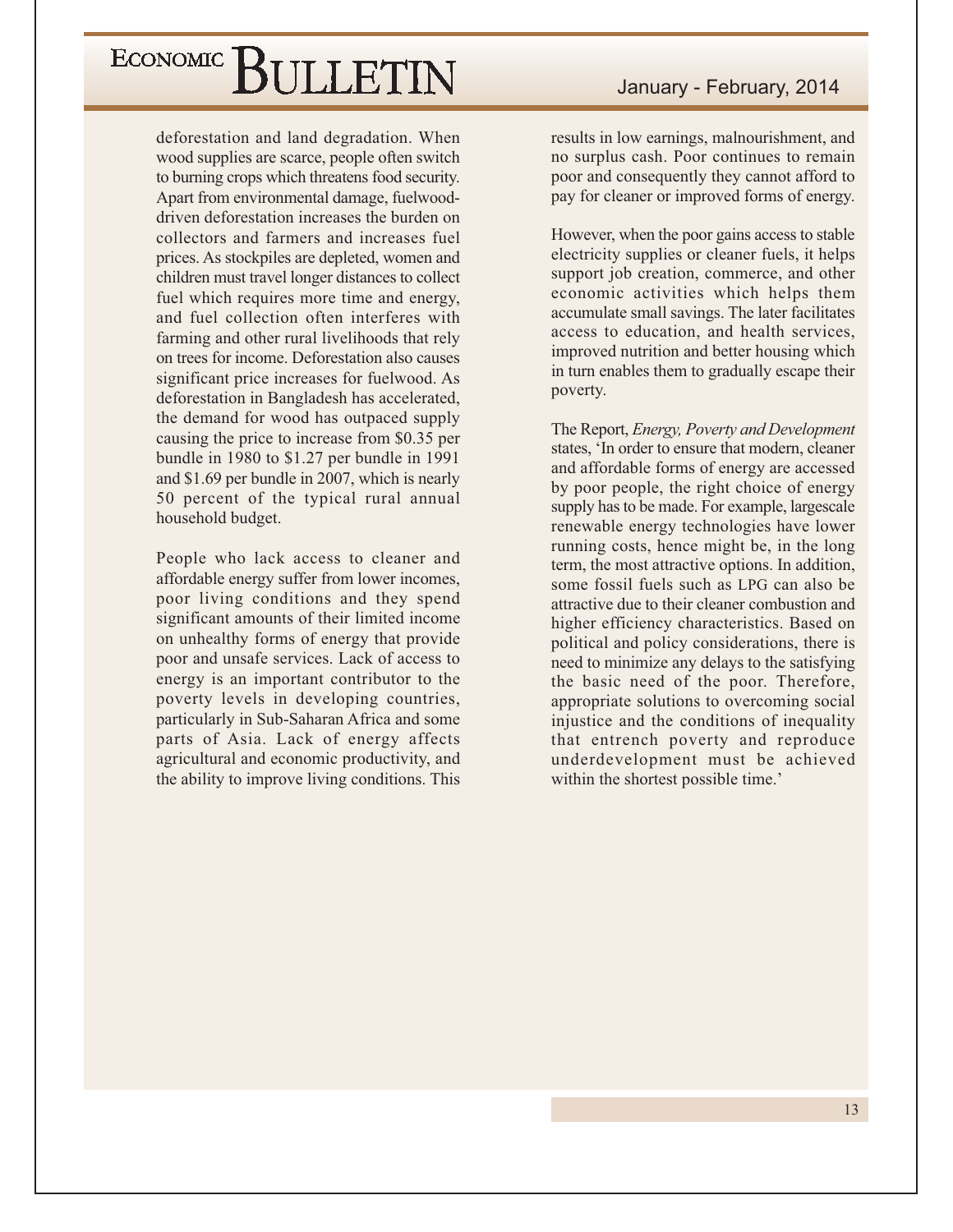deforestation and land degradation. When wood supplies are scarce, people often switch to burning crops which threatens food security. Apart from environmental damage, fuelwood-driven deforestation increases the burden on collectors and farmers and increases fuel prices. As stockpiles are depleted, women and children must travel longer distances to collect fuel which requires more time and energy, and fuel collection often interferes with farming and other rural livelihoods that rely on trees for income. Deforestation also causes significant price increases for fuelwood. As deforestation in Bangladesh has accelerated, the demand for wood has outpaced supply causing the price to increase from $0.35 per bundle in 1980 to $1.27 per bundle in 1991 and $1.69 per bundle in 2007, which is nearly 50 percent of the typical rural annual household budget.

People who lack access to cleaner and affordable energy suffer from lower incomes, poor living conditions and they spend significant amounts of their limited income on unhealthy forms of energy that provide poor and unsafe services. Lack of access to energy is an important contributor to the poverty levels in developing countries, particularly in Sub-Saharan Africa and some parts of Asia. Lack of energy affects agricultural and economic productivity, and the ability to improve living conditions. This results in low earnings, malnourishment, and no surplus cash. Poor continues to remain poor and consequently they cannot afford to pay for cleaner or improved forms of energy.

However, when the poor gains access to stable electricity supplies or cleaner fuels, it helps support job creation, commerce, and other economic activities which helps them accumulate small savings. The later facilitates access to education, and health services, improved nutrition and better housing which in turn enables them to gradually escape their poverty.

The Report, *Energy, Poverty and Development* states, 'In order to ensure that modern, cleaner and affordable forms of energy are accessed by poor people, the right choice of energy supply has to be made. For example, largescale renewable energy technologies have lower running costs, hence might be, in the long term, the most attractive options. In addition, some fossil fuels such as LPG can also be attractive due to their cleaner combustion and higher efficiency characteristics. Based on political and policy considerations, there is need to minimize any delays to the satisfying the basic need of the poor. Therefore, appropriate solutions to overcoming social injustice and the conditions of inequality that entrench poverty and reproduce underdevelopment must be achieved within the shortest possible time.'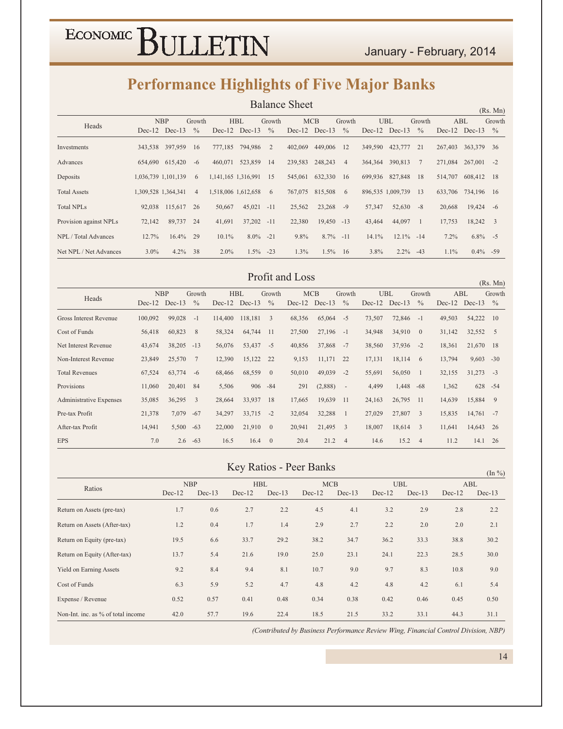# Performance Highlights of Five Major Banks

## Balance Sheet

(Rs. Mn)

| Heads | NBP | | Growth | HBL | | Growth | MCB | | Growth | UBL | | Growth | ABL | | Growth |
|---|---|---|---|---|---|---|---|---|---|---|---|---|---|---|---|
| | Dec-12 | Dec-13 | % | Dec-12 | Dec-13 | % | Dec-12 | Dec-13 | % | Dec-12 | Dec-13 | % | Dec-12 | Dec-13 | % |
| Investments | 343,538 | 397,959 | 16 | 777,185 | 794,986 | 2 | 402,069 | 449,006 | 12 | 349,590 | 423,777 | 21 | 267,403 | 363,379 | 36 |
| Advances | 654,690 | 615,420 | -6 | 460,071 | 523,859 | 14 | 239,583 | 248,243 | 4 | 364,364 | 390,813 | 7 | 271,084 | 267,001 | -2 |
| Deposits | 1,036,739 | 1,101,139 | 6 | 1,141,165 | 1,316,991 | 15 | 545,061 | 632,330 | 16 | 699,936 | 827,848 | 18 | 514,707 | 608,412 | 18 |
| Total Assets | 1,309,528 | 1,364,341 | 4 | 1,518,006 | 1,612,658 | 6 | 767,075 | 815,508 | 6 | 896,535 | 1,009,739 | 13 | 633,706 | 734,196 | 16 |
| Total NPLs | 92,038 | 115,617 | 26 | 50,667 | 45,021 | -11 | 25,562 | 23,268 | -9 | 57,347 | 52,630 | -8 | 20,668 | 19,424 | -6 |
| Provision against NPLs | 72,142 | 89,737 | 24 | 41,691 | 37,202 | -11 | 22,380 | 19,450 | -13 | 43,464 | 44,097 | 1 | 17,753 | 18,242 | 3 |
| NPL / Total Advances | 12.7% | 16.4% | 29 | 10.1% | 8.0% | -21 | 9.8% | 8.7% | -11 | 14.1% | 12.1% | -14 | 7.2% | 6.8% | -5 |
| Net NPL / Net Advances | 3.0% | 4.2% | 38 | 2.0% | 1.5% | -23 | 1.3% | 1.5% | 16 | 3.8% | 2.2% | -43 | 1.1% | 0.4% | -59 |

## Profit and Loss

(Rs. Mn)

| Heads | NBP | | Growth | HBL | | Growth | MCB | | Growth | UBL | | Growth | ABL | | Growth |
|---|---|---|---|---|---|---|---|---|---|---|---|---|---|---|---|
| | Dec-12 | Dec-13 | % | Dec-12 | Dec-13 | % | Dec-12 | Dec-13 | % | Dec-12 | Dec-13 | % | Dec-12 | Dec-13 | % |
| Gross Interest Revenue | 100,092 | 99,028 | -1 | 114,400 | 118,181 | 3 | 68,356 | 65,064 | -5 | 73,507 | 72,846 | -1 | 49,503 | 54,222 | 10 |
| Cost of Funds | 56,418 | 60,823 | 8 | 58,324 | 64,744 | 11 | 27,500 | 27,196 | -1 | 34,948 | 34,910 | 0 | 31,142 | 32,552 | 5 |
| Net Interest Revenue | 43,674 | 38,205 | -13 | 56,076 | 53,437 | -5 | 40,856 | 37,868 | -7 | 38,560 | 37,936 | -2 | 18,361 | 21,670 | 18 |
| Non-Interest Revenue | 23,849 | 25,570 | 7 | 12,390 | 15,122 | 22 | 9,153 | 11,171 | 22 | 17,131 | 18,114 | 6 | 13,794 | 9,603 | -30 |
| Total Revenues | 67,524 | 63,774 | -6 | 68,466 | 68,559 | 0 | 50,010 | 49,039 | -2 | 55,691 | 56,050 | 1 | 32,155 | 31,273 | -3 |
| Provisions | 11,060 | 20,401 | 84 | 5,506 | 906 | -84 | 291 | (2,888) | - | 4,499 | 1,448 | -68 | 1,362 | 628 | -54 |
| Administrative Expenses | 35,085 | 36,295 | 3 | 28,664 | 33,937 | 18 | 17,665 | 19,639 | 11 | 24,163 | 26,795 | 11 | 14,639 | 15,884 | 9 |
| Pre-tax Profit | 21,378 | 7,079 | -67 | 34,297 | 33,715 | -2 | 32,054 | 32,288 | 1 | 27,029 | 27,807 | 3 | 15,835 | 14,761 | -7 |
| After-tax Profit | 14,941 | 5,500 | -63 | 22,000 | 21,910 | 0 | 20,941 | 21,495 | 3 | 18,007 | 18,614 | 3 | 11,641 | 14,643 | 26 |
| EPS | 7.0 | 2.6 | -63 | 16.5 | 16.4 | 0 | 20.4 | 21.2 | 4 | 14.6 | 15.2 | 4 | 11.2 | 14.1 | 26 |

## Key Ratios - Peer Banks

(In %)

| Ratios | NBP | | HBL | | MCB | | UBL | | ABL | |
|---|---|---|---|---|---|---|---|---|---|---|
| | Dec-12 | Dec-13 | Dec-12 | Dec-13 | Dec-12 | Dec-13 | Dec-12 | Dec-13 | Dec-12 | Dec-13 |
| Return on Assets (pre-tax) | 1.7 | 0.6 | 2.7 | 2.2 | 4.5 | 4.1 | 3.2 | 2.9 | 2.8 | 2.2 |
| Return on Assets (After-tax) | 1.2 | 0.4 | 1.7 | 1.4 | 2.9 | 2.7 | 2.2 | 2.0 | 2.0 | 2.1 |
| Return on Equity (pre-tax) | 19.5 | 6.6 | 33.7 | 29.2 | 38.2 | 34.7 | 36.2 | 33.3 | 38.8 | 30.2 |
| Return on Equity (After-tax) | 13.7 | 5.4 | 21.6 | 19.0 | 25.0 | 23.1 | 24.1 | 22.3 | 28.5 | 30.0 |
| Yield on Earning Assets | 9.2 | 8.4 | 9.4 | 8.1 | 10.7 | 9.0 | 9.7 | 8.3 | 10.8 | 9.0 |
| Cost of Funds | 6.3 | 5.9 | 5.2 | 4.7 | 4.8 | 4.2 | 4.8 | 4.2 | 6.1 | 5.4 |
| Expense / Revenue | 0.52 | 0.57 | 0.41 | 0.48 | 0.34 | 0.38 | 0.42 | 0.46 | 0.45 | 0.50 |
| Non-Int. inc. as % of total income | 42.0 | 57.7 | 19.6 | 22.4 | 18.5 | 21.5 | 33.2 | 33.1 | 44.3 | 31.1 |

*(Contributed by Business Performance Review Wing, Financial Control Division, NBP)*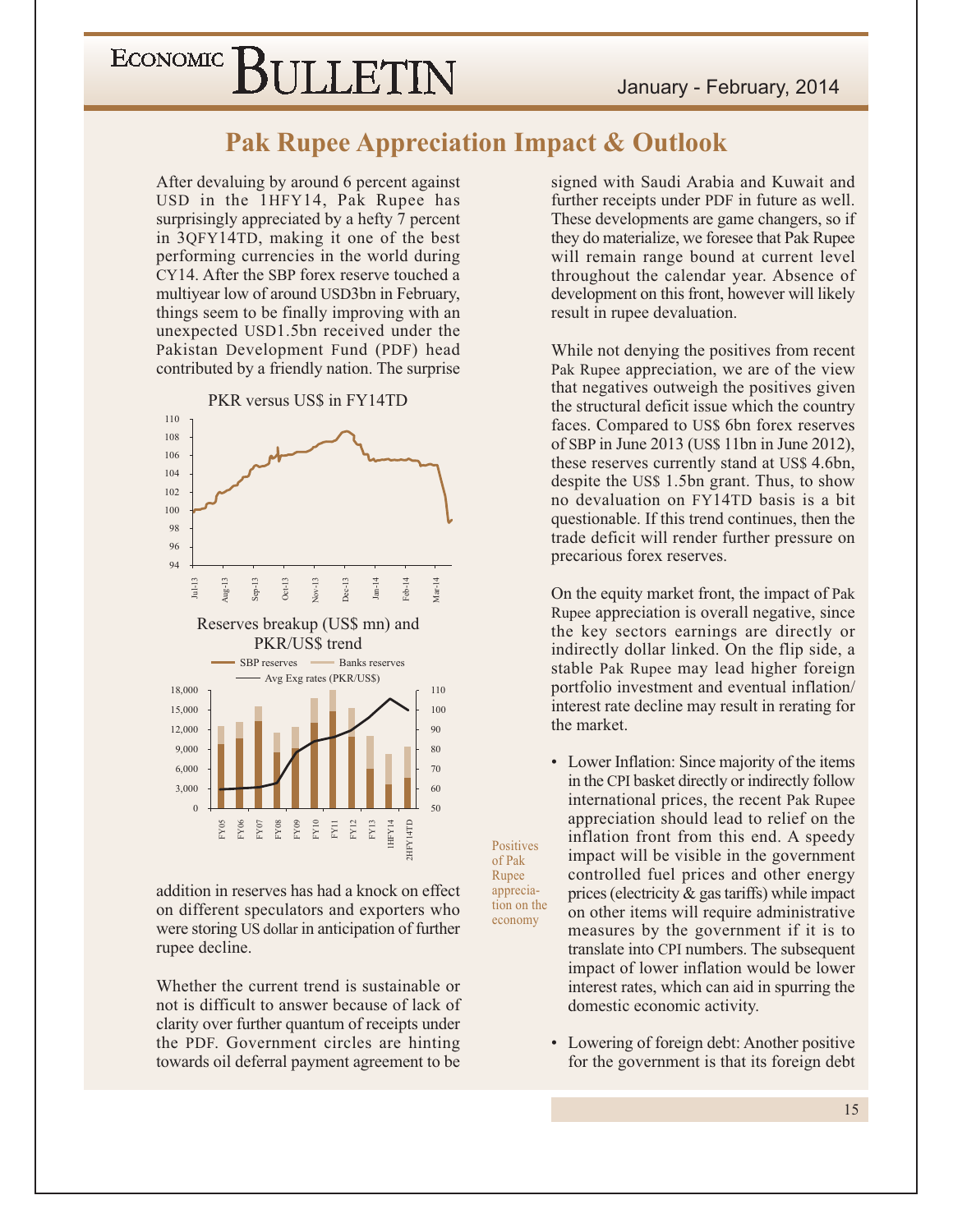## Pak Rupee Appreciation Impact & Outlook

After devaluing by around 6 percent against USD in the 1HFY14, Pak Rupee has surprisingly appreciated by a hefty 7 percent in 3QFY14TD, making it one of the best performing currencies in the world during CY14. After the SBP forex reserve touched a multiyear low of around USD3bn in February, things seem to be finally improving with an unexpected USD1.5bn received under the Pakistan Development Fund (PDF) head contributed by a friendly nation. The surprise addition in reserves has had a knock on effect on different speculators and exporters who were storing US dollar in anticipation of further rupee decline.

PKR versus US$ in FY14TD

Reserves breakup (US$ mn) and PKR/US$ trend

Whether the current trend is sustainable or not is difficult to answer because of lack of clarity over further quantum of receipts under the PDF. Government circles are hinting towards oil deferral payment agreement to be signed with Saudi Arabia and Kuwait and further receipts under PDF in future as well. These developments are game changers, so if they do materialize, we foresee that Pak Rupee will remain range bound at current level throughout the calendar year. Absence of development on this front, however will likely result in rupee devaluation.

While not denying the positives from recent Pak Rupee appreciation, we are of the view that negatives outweigh the positives given the structural deficit issue which the country faces. Compared to US$ 6bn forex reserves of SBP in June 2013 (US$ 11bn in June 2012), these reserves currently stand at US$ 4.6bn, despite the US$ 1.5bn grant. Thus, to show no devaluation on FY14TD basis is a bit questionable. If this trend continues, then the trade deficit will render further pressure on precarious forex reserves.

On the equity market front, the impact of Pak Rupee appreciation is overall negative, since the key sectors earnings are directly or indirectly dollar linked. On the flip side, a stable Pak Rupee may lead higher foreign portfolio investment and eventual inflation/ interest rate decline may result in rerating for the market.

*Positives of Pak Rupee appreciation on the economy*

- Lower Inflation: Since majority of the items in the CPI basket directly or indirectly follow international prices, the recent Pak Rupee appreciation should lead to relief on the inflation front from this end. A speedy impact will be visible in the government controlled fuel prices and other energy prices (electricity & gas tariffs) while impact on other items will require administrative measures by the government if it is to translate into CPI numbers. The subsequent impact of lower inflation would be lower interest rates, which can aid in spurring the domestic economic activity.

- Lowering of foreign debt: Another positive for the government is that its foreign debt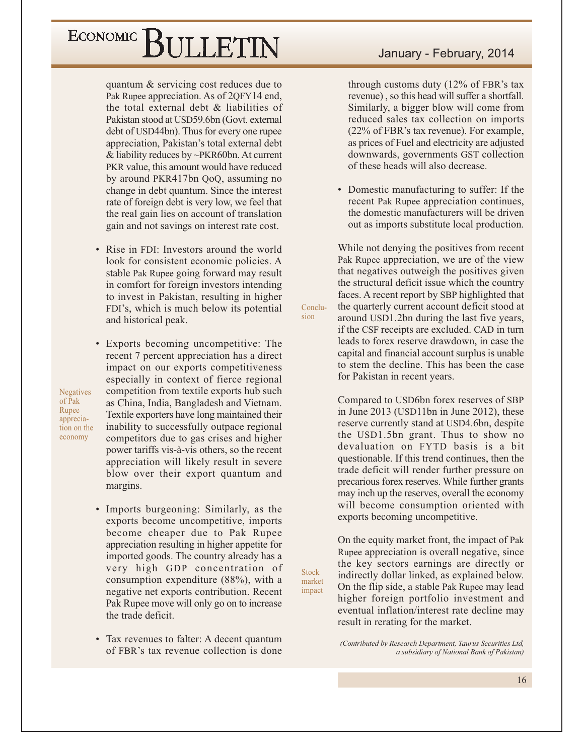quantum & servicing cost reduces due to Pak Rupee appreciation. As of 2QFY14 end, the total external debt & liabilities of Pakistan stood at USD59.6bn (Govt. external debt of USD44bn). Thus for every one rupee appreciation, Pakistan's total external debt & liability reduces by ~PKR60bn. At current PKR value, this amount would have reduced by around PKR417bn QoQ, assuming no change in debt quantum. Since the interest rate of foreign debt is very low, we feel that the real gain lies on account of translation gain and not savings on interest rate cost.

- Rise in FDI: Investors around the world look for consistent economic policies. A stable Pak Rupee going forward may result in comfort for foreign investors intending to invest in Pakistan, resulting in higher FDI's, which is much below its potential and historical peak.

**Negatives of Pak Rupee appreciation on the economy**

- Exports becoming uncompetitive: The recent 7 percent appreciation has a direct impact on our exports competitiveness especially in context of fierce regional competition from textile exports hub such as China, India, Bangladesh and Vietnam. Textile exporters have long maintained their inability to successfully outpace regional competitors due to gas crises and higher power tariffs vis-à-vis others, so the recent appreciation will likely result in severe blow over their export quantum and margins.

- Imports burgeoning: Similarly, as the exports become uncompetitive, imports become cheaper due to Pak Rupee appreciation resulting in higher appetite for imported goods. The country already has a very high GDP concentration of consumption expenditure (88%), with a negative net exports contribution. Recent Pak Rupee move will only go on to increase the trade deficit.

- Tax revenues to falter: A decent quantum of FBR's tax revenue collection is done through customs duty (12% of FBR's tax revenue) , so this head will suffer a shortfall. Similarly, a bigger blow will come from reduced sales tax collection on imports (22% of FBR's tax revenue). For example, as prices of Fuel and electricity are adjusted downwards, governments GST collection of these heads will also decrease.

- Domestic manufacturing to suffer: If the recent Pak Rupee appreciation continues, the domestic manufacturers will be driven out as imports substitute local production.

**Conclusion**

While not denying the positives from recent Pak Rupee appreciation, we are of the view that negatives outweigh the positives given the structural deficit issue which the country faces. A recent report by SBP highlighted that the quarterly current account deficit stood at around USD1.2bn during the last five years, if the CSF receipts are excluded. CAD in turn leads to forex reserve drawdown, in case the capital and financial account surplus is unable to stem the decline. This has been the case for Pakistan in recent years.

Compared to USD6bn forex reserves of SBP in June 2013 (USD11bn in June 2012), these reserve currently stand at USD4.6bn, despite the USD1.5bn grant. Thus to show no devaluation on FYTD basis is a bit questionable. If this trend continues, then the trade deficit will render further pressure on precarious forex reserves. While further grants may inch up the reserves, overall the economy will become consumption oriented with exports becoming uncompetitive.

**Stock market impact**

On the equity market front, the impact of Pak Rupee appreciation is overall negative, since the key sectors earnings are directly or indirectly dollar linked, as explained below. On the flip side, a stable Pak Rupee may lead higher foreign portfolio investment and eventual inflation/interest rate decline may result in rerating for the market.

*(Contributed by Research Department, Taurus Securities Ltd, a subsidiary of National Bank of Pakistan)*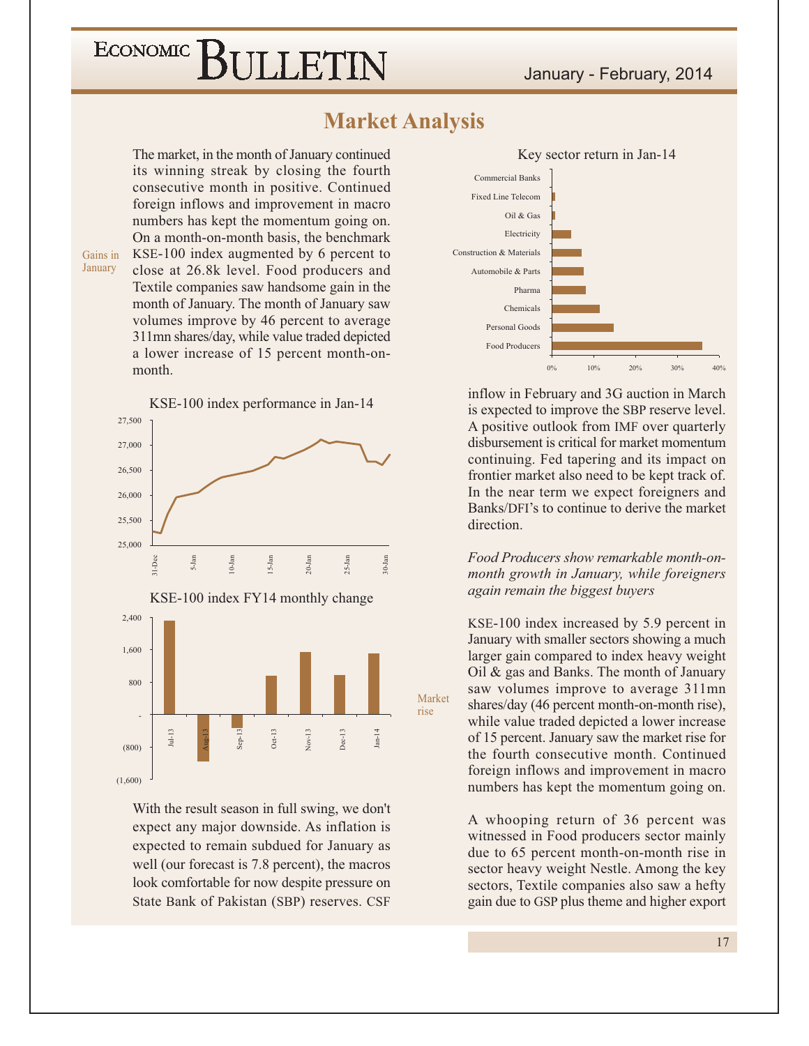## Market Analysis

Gains in January

The market, in the month of January continued its winning streak by closing the fourth consecutive month in positive. Continued foreign inflows and improvement in macro numbers has kept the momentum going on. On a month-on-month basis, the benchmark KSE-100 index augmented by 6 percent to close at 26.8k level. Food producers and Textile companies saw handsome gain in the month of January. The month of January saw volumes improve by 46 percent to average 311mn shares/day, while value traded depicted a lower increase of 15 percent month-on-month.

KSE-100 index performance in Jan-14

KSE-100 index FY14 monthly change

With the result season in full swing, we don't expect any major downside. As inflation is expected to remain subdued for January as well (our forecast is 7.8 percent), the macros look comfortable for now despite pressure on State Bank of Pakistan (SBP) reserves. CSF inflow in February and 3G auction in March is expected to improve the SBP reserve level. A positive outlook from IMF over quarterly disbursement is critical for market momentum continuing. Fed tapering and its impact on frontier market also need to be kept track of. In the near term we expect foreigners and Banks/DFI's to continue to derive the market direction.

Key sector return in Jan-14

Market rise

*Food Producers show remarkable month-on-month growth in January, while foreigners again remain the biggest buyers*

KSE-100 index increased by 5.9 percent in January with smaller sectors showing a much larger gain compared to index heavy weight Oil & gas and Banks. The month of January saw volumes improve to average 311mn shares/day (46 percent month-on-month rise), while value traded depicted a lower increase of 15 percent. January saw the market rise for the fourth consecutive month. Continued foreign inflows and improvement in macro numbers has kept the momentum going on.

A whooping return of 36 percent was witnessed in Food producers sector mainly due to 65 percent month-on-month rise in sector heavy weight Nestle. Among the key sectors, Textile companies also saw a hefty gain due to GSP plus theme and higher export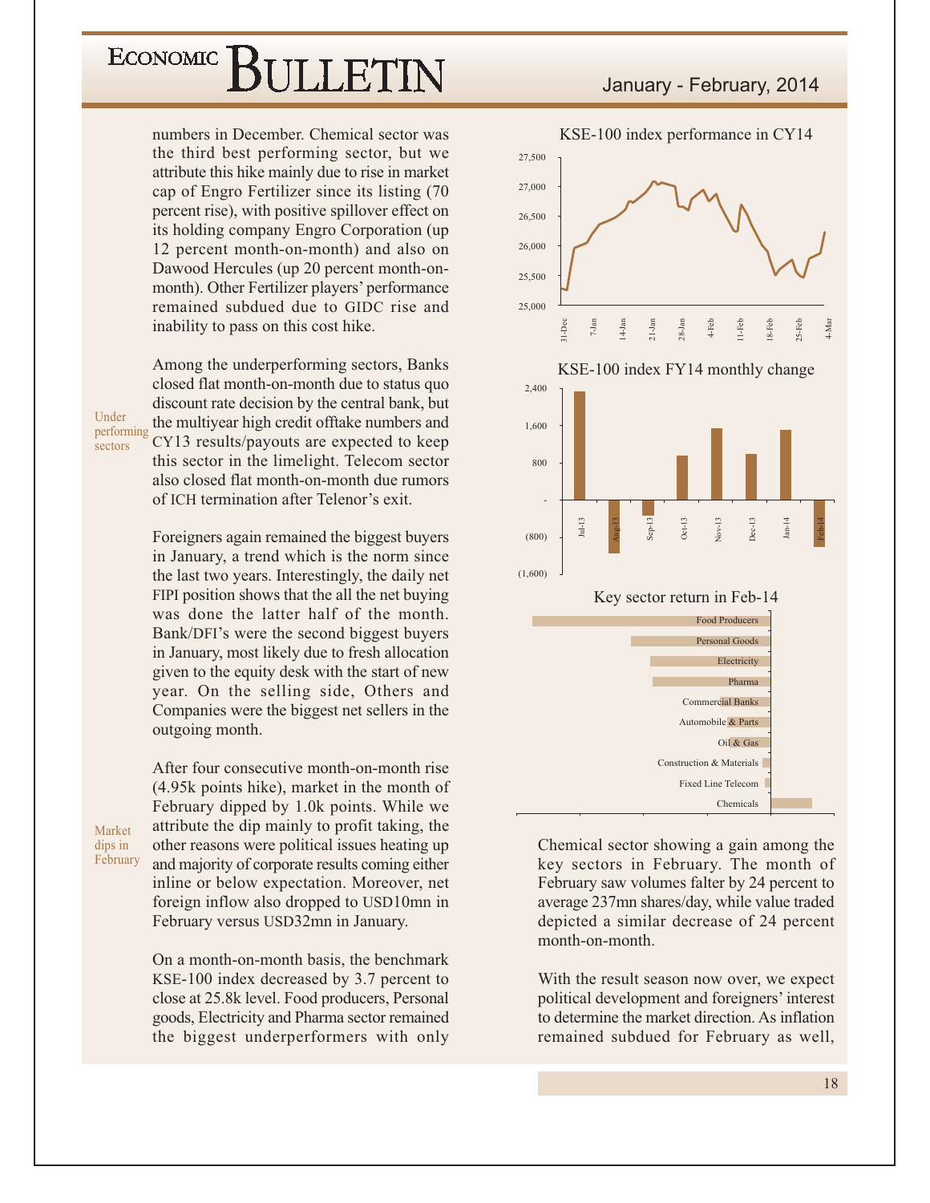numbers in December. Chemical sector was the third best performing sector, but we attribute this hike mainly due to rise in market cap of Engro Fertilizer since its listing (70 percent rise), with positive spillover effect on its holding company Engro Corporation (up 12 percent month-on-month) and also on Dawood Hercules (up 20 percent month-on-month). Other Fertilizer players' performance remained subdued due to GIDC rise and inability to pass on this cost hike.

Under performing sectors

Among the underperforming sectors, Banks closed flat month-on-month due to status quo discount rate decision by the central bank, but the multiyear high credit offtake numbers and CY13 results/payouts are expected to keep this sector in the limelight. Telecom sector also closed flat month-on-month due rumors of ICH termination after Telenor's exit.

Foreigners again remained the biggest buyers in January, a trend which is the norm since the last two years. Interestingly, the daily net FIPI position shows that the all the net buying was done the latter half of the month. Bank/DFI's were the second biggest buyers in January, most likely due to fresh allocation given to the equity desk with the start of new year. On the selling side, Others and Companies were the biggest net sellers in the outgoing month.

Market dips in February

After four consecutive month-on-month rise (4.95k points hike), market in the month of February dipped by 1.0k points. While we attribute the dip mainly to profit taking, the other reasons were political issues heating up and majority of corporate results coming either inline or below expectation. Moreover, net foreign inflow also dropped to USD10mn in February versus USD32mn in January.

On a month-on-month basis, the benchmark KSE-100 index decreased by 3.7 percent to close at 25.8k level. Food producers, Personal goods, Electricity and Pharma sector remained the biggest underperformers with only

KSE-100 index performance in CY14

KSE-100 index FY14 monthly change

Key sector return in Feb-14

Chemical sector showing a gain among the key sectors in February. The month of February saw volumes falter by 24 percent to average 237mn shares/day, while value traded depicted a similar decrease of 24 percent month-on-month.

With the result season now over, we expect political development and foreigners' interest to determine the market direction. As inflation remained subdued for February as well,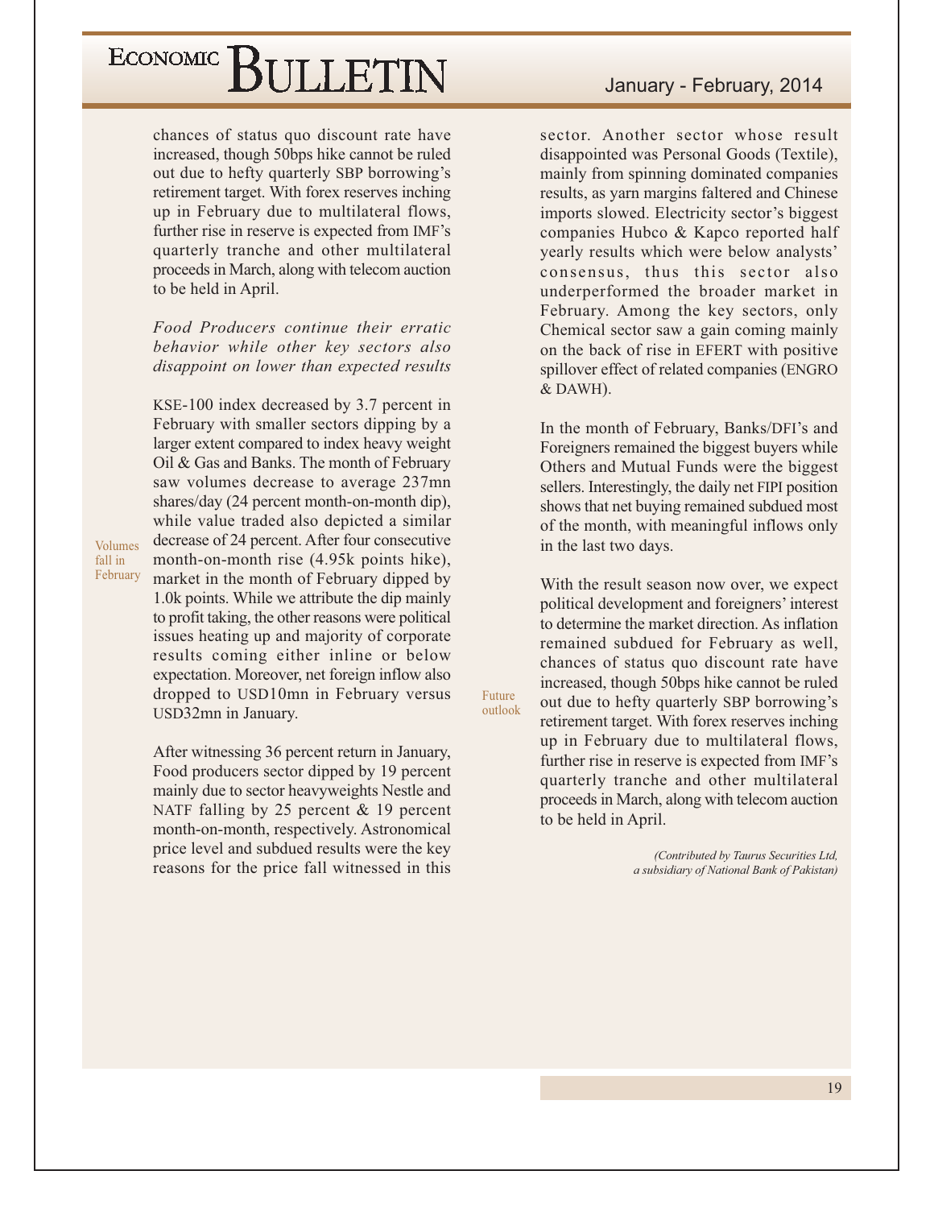chances of status quo discount rate have increased, though 50bps hike cannot be ruled out due to hefty quarterly SBP borrowing's retirement target. With forex reserves inching up in February due to multilateral flows, further rise in reserve is expected from IMF's quarterly tranche and other multilateral proceeds in March, along with telecom auction to be held in April.

*Food Producers continue their erratic behavior while other key sectors also disappoint on lower than expected results*

Volumes fall in February

KSE-100 index decreased by 3.7 percent in February with smaller sectors dipping by a larger extent compared to index heavy weight Oil & Gas and Banks. The month of February saw volumes decrease to average 237mn shares/day (24 percent month-on-month dip), while value traded also depicted a similar decrease of 24 percent. After four consecutive month-on-month rise (4.95k points hike), market in the month of February dipped by 1.0k points. While we attribute the dip mainly to profit taking, the other reasons were political issues heating up and majority of corporate results coming either inline or below expectation. Moreover, net foreign inflow also dropped to USD10mn in February versus USD32mn in January.

After witnessing 36 percent return in January, Food producers sector dipped by 19 percent mainly due to sector heavyweights Nestle and NATF falling by 25 percent & 19 percent month-on-month, respectively. Astronomical price level and subdued results were the key reasons for the price fall witnessed in this sector. Another sector whose result disappointed was Personal Goods (Textile), mainly from spinning dominated companies results, as yarn margins faltered and Chinese imports slowed. Electricity sector's biggest companies Hubco & Kapco reported half yearly results which were below analysts' consensus, thus this sector also underperformed the broader market in February. Among the key sectors, only Chemical sector saw a gain coming mainly on the back of rise in EFERT with positive spillover effect of related companies (ENGRO & DAWH).

In the month of February, Banks/DFI's and Foreigners remained the biggest buyers while Others and Mutual Funds were the biggest sellers. Interestingly, the daily net FIPI position shows that net buying remained subdued most of the month, with meaningful inflows only in the last two days.

Future outlook

With the result season now over, we expect political development and foreigners' interest to determine the market direction. As inflation remained subdued for February as well, chances of status quo discount rate have increased, though 50bps hike cannot be ruled out due to hefty quarterly SBP borrowing's retirement target. With forex reserves inching up in February due to multilateral flows, further rise in reserve is expected from IMF's quarterly tranche and other multilateral proceeds in March, along with telecom auction to be held in April.

*(Contributed by Taurus Securities Ltd, a subsidiary of National Bank of Pakistan)*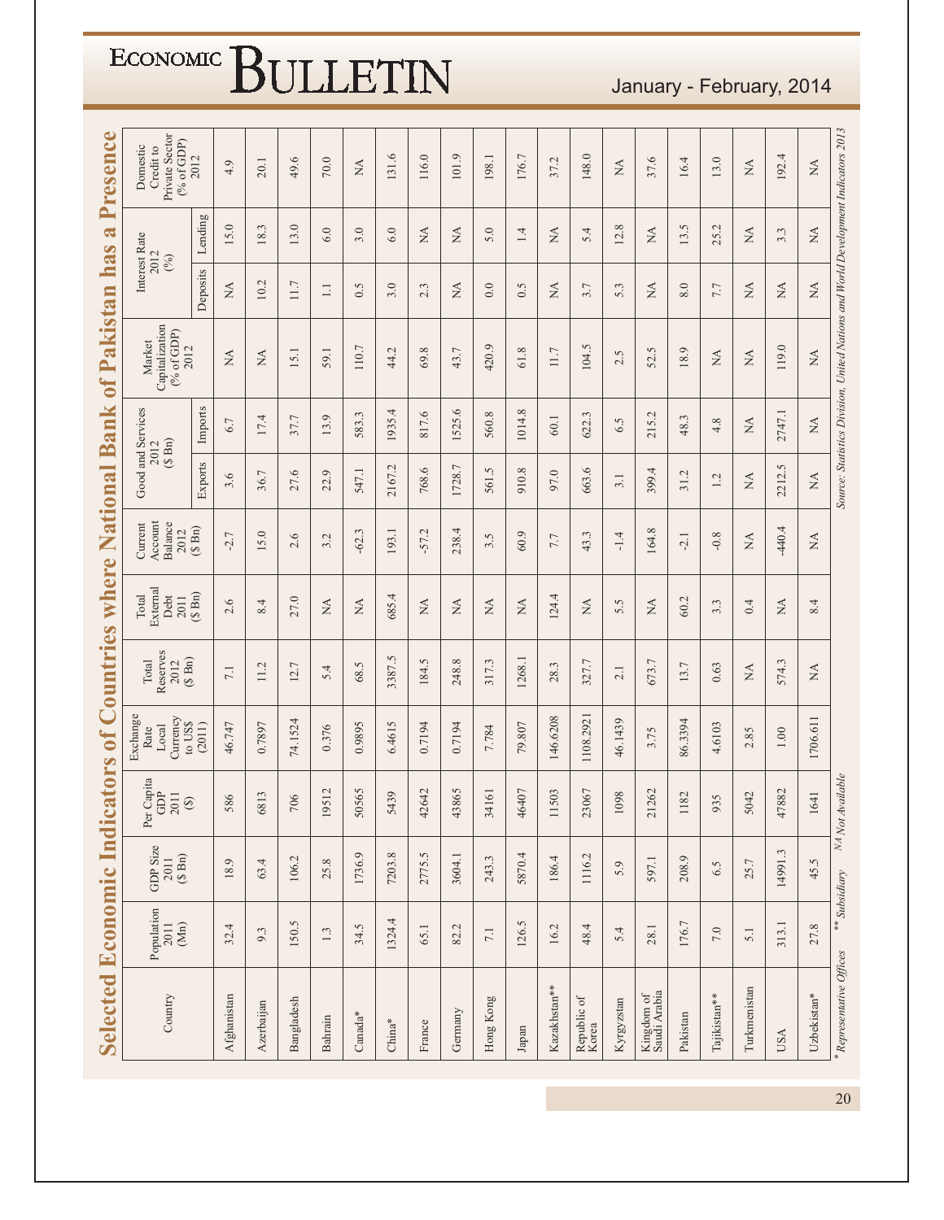## Selected Economic Indicators of Countries where National Bank of Pakistan has a Presence

| Country | Population 2011 (Mn) | GDP Size 2011 ($ Bn) | Per Capita GDP 2011 ($) | Exchange Rate Local Currency to US$ (2011) | Total Reserves 2012 ($ Bn) | Total External Debt 2011 ($ Bn) | Current Account Balance 2012 ($ Bn) | Good and Services 2012 ($ Bn) | | Market Capitalization (% of GDP) 2012 | Interest Rate 2012 (%) | | Domestic Credit to Private Sector (% of GDP) 2012 |
|---|---|---|---|---|---|---|---|---|---|---|---|---|---|
| | | | | | | | | Exports | Imports | | Deposits | Lending | |
| Afghanistan | 32.4 | 18.9 | 586 | 46.747 | 7.1 | 2.6 | -2.7 | 3.6 | 6.7 | NA | NA | 15.0 | 4.9 |
| Azerbaijan | 9.3 | 63.4 | 6813 | 0.7897 | 11.2 | 8.4 | 15.0 | 36.7 | 17.4 | NA | 10.2 | 18.3 | 20.1 |
| Bangladesh | 150.5 | 106.2 | 706 | 74.1524 | 12.7 | 27.0 | 2.6 | 27.6 | 37.7 | 15.1 | 11.7 | 13.0 | 49.6 |
| Bahrain | 1.3 | 25.8 | 19512 | 0.376 | 5.4 | NA | 3.2 | 22.9 | 13.9 | 59.1 | 1.1 | 6.0 | 70.0 |
| Canada* | 34.5 | 1736.9 | 50565 | 0.9895 | 68.5 | NA | -62.3 | 547.1 | 583.3 | 110.7 | 0.5 | 3.0 | NA |
| China* | 1324.4 | 7203.8 | 5439 | 6.4615 | 3387.5 | 685.4 | 193.1 | 2167.2 | 1935.4 | 44.2 | 3.0 | 6.0 | 131.6 |
| France | 65.1 | 2775.5 | 42642 | 0.7194 | 184.5 | NA | -57.2 | 768.6 | 817.6 | 69.8 | 2.3 | NA | 116.0 |
| Germany | 82.2 | 3604.1 | 43865 | 0.7194 | 248.8 | NA | 238.4 | 1728.7 | 1525.6 | 43.7 | NA | NA | 101.9 |
| Hong Kong | 7.1 | 243.3 | 34161 | 7.784 | 317.3 | NA | 3.5 | 561.5 | 560.8 | 420.9 | 0.0 | 5.0 | 198.1 |
| Japan | 126.5 | 5870.4 | 46407 | 79.807 | 1268.1 | NA | 60.9 | 910.8 | 1014.8 | 61.8 | 0.5 | 1.4 | 176.7 |
| Kazakhstan** | 16.2 | 186.4 | 11503 | 146.6208 | 28.3 | 124.4 | 7.7 | 97.0 | 60.1 | 11.7 | NA | NA | 37.2 |
| Republic of Korea | 48.4 | 1116.2 | 23067 | 1108.2921 | 327.7 | NA | 43.3 | 663.6 | 622.3 | 104.5 | 3.7 | 5.4 | 148.0 |
| Kyrgyzstan | 5.4 | 5.9 | 1098 | 46.1439 | 2.1 | 5.5 | -1.4 | 3.1 | 6.5 | 2.5 | 5.3 | 12.8 | NA |
| Kingdom of Saudi Arabia | 28.1 | 597.1 | 21262 | 3.75 | 673.7 | NA | 164.8 | 399.4 | 215.2 | 52.5 | NA | NA | 37.6 |
| Pakistan | 176.7 | 208.9 | 1182 | 86.3394 | 13.7 | 60.2 | -2.1 | 31.2 | 48.3 | 18.9 | 8.0 | 13.5 | 16.4 |
| Tajikistan** | 7.0 | 6.5 | 935 | 4.6103 | 0.63 | 3.3 | -0.8 | 1.2 | 4.8 | NA | 7.7 | 25.2 | 13.0 |
| Turkmenistan | 5.1 | 25.7 | 5042 | 2.85 | NA | 0.4 | NA | NA | NA | NA | NA | NA | NA |
| USA | 313.1 | 14991.3 | 47882 | 1.00 | 574.3 | NA | -440.4 | 2212.5 | 2747.1 | 119.0 | NA | 3.3 | 192.4 |
| Uzbekistan* | 27.8 | 45.5 | 1641 | 1706.611 | NA | 8.4 | NA | NA | NA | NA | NA | NA | NA |

\* *Representative Offices* \*\* *Subsidiary* NA *Not Available*

*Source: Statistics Division, United Nations and World Development Indicators 2013*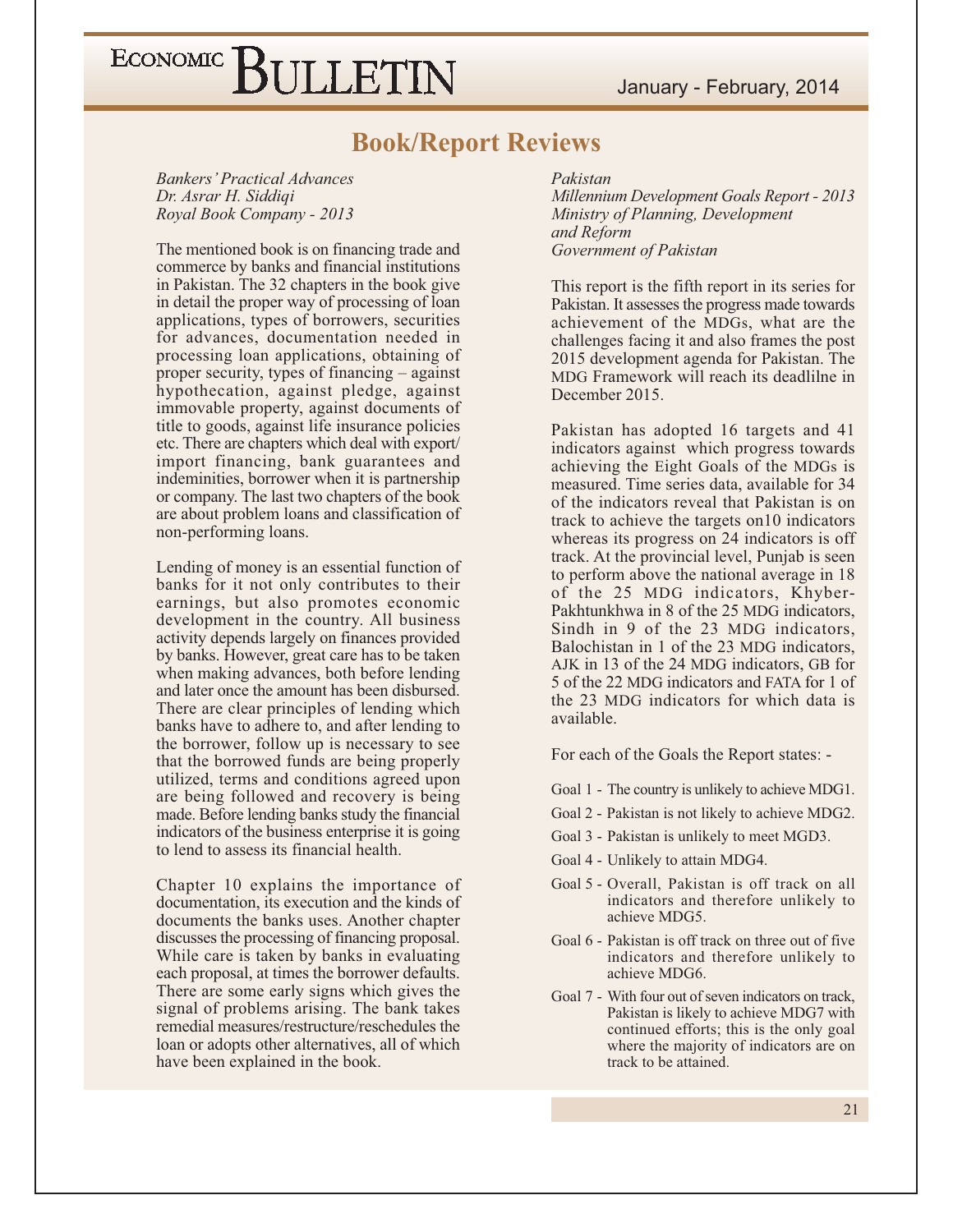## Book/Report Reviews

*Bankers' Practical Advances*
*Dr. Asrar H. Siddiqi*
*Royal Book Company - 2013*

The mentioned book is on financing trade and commerce by banks and financial institutions in Pakistan. The 32 chapters in the book give in detail the proper way of processing of loan applications, types of borrowers, securities for advances, documentation needed in processing loan applications, obtaining of proper security, types of financing – against hypothecation, against pledge, against immovable property, against documents of title to goods, against life insurance policies etc. There are chapters which deal with export/ import financing, bank guarantees and indeminities, borrower when it is partnership or company. The last two chapters of the book are about problem loans and classification of non-performing loans.

Lending of money is an essential function of banks for it not only contributes to their earnings, but also promotes economic development in the country. All business activity depends largely on finances provided by banks. However, great care has to be taken when making advances, both before lending and later once the amount has been disbursed. There are clear principles of lending which banks have to adhere to, and after lending to the borrower, follow up is necessary to see that the borrowed funds are being properly utilized, terms and conditions agreed upon are being followed and recovery is being made. Before lending banks study the financial indicators of the business enterprise it is going to lend to assess its financial health.

Chapter 10 explains the importance of documentation, its execution and the kinds of documents the banks uses. Another chapter discusses the processing of financing proposal. While care is taken by banks in evaluating each proposal, at times the borrower defaults. There are some early signs which gives the signal of problems arising. The bank takes remedial measures/restructure/reschedules the loan or adopts other alternatives, all of which have been explained in the book.

*Pakistan*
*Millennium Development Goals Report - 2013*
*Ministry of Planning, Development and Reform*
*Government of Pakistan*

This report is the fifth report in its series for Pakistan. It assesses the progress made towards achievement of the MDGs, what are the challenges facing it and also frames the post 2015 development agenda for Pakistan. The MDG Framework will reach its deadlilne in December 2015.

Pakistan has adopted 16 targets and 41 indicators against which progress towards achieving the Eight Goals of the MDGs is measured. Time series data, available for 34 of the indicators reveal that Pakistan is on track to achieve the targets on10 indicators whereas its progress on 24 indicators is off track. At the provincial level, Punjab is seen to perform above the national average in 18 of the 25 MDG indicators, Khyber-Pakhtunkhwa in 8 of the 25 MDG indicators, Sindh in 9 of the 23 MDG indicators, Balochistan in 1 of the 23 MDG indicators, AJK in 13 of the 24 MDG indicators, GB for 5 of the 22 MDG indicators and FATA for 1 of the 23 MDG indicators for which data is available.

For each of the Goals the Report states: -

- Goal 1 - The country is unlikely to achieve MDG1.
- Goal 2 - Pakistan is not likely to achieve MDG2.
- Goal 3 - Pakistan is unlikely to meet MGD3.
- Goal 4 - Unlikely to attain MDG4.
- Goal 5 - Overall, Pakistan is off track on all indicators and therefore unlikely to achieve MDG5.
- Goal 6 - Pakistan is off track on three out of five indicators and therefore unlikely to achieve MDG6.
- Goal 7 - With four out of seven indicators on track, Pakistan is likely to achieve MDG7 with continued efforts; this is the only goal where the majority of indicators are on track to be attained.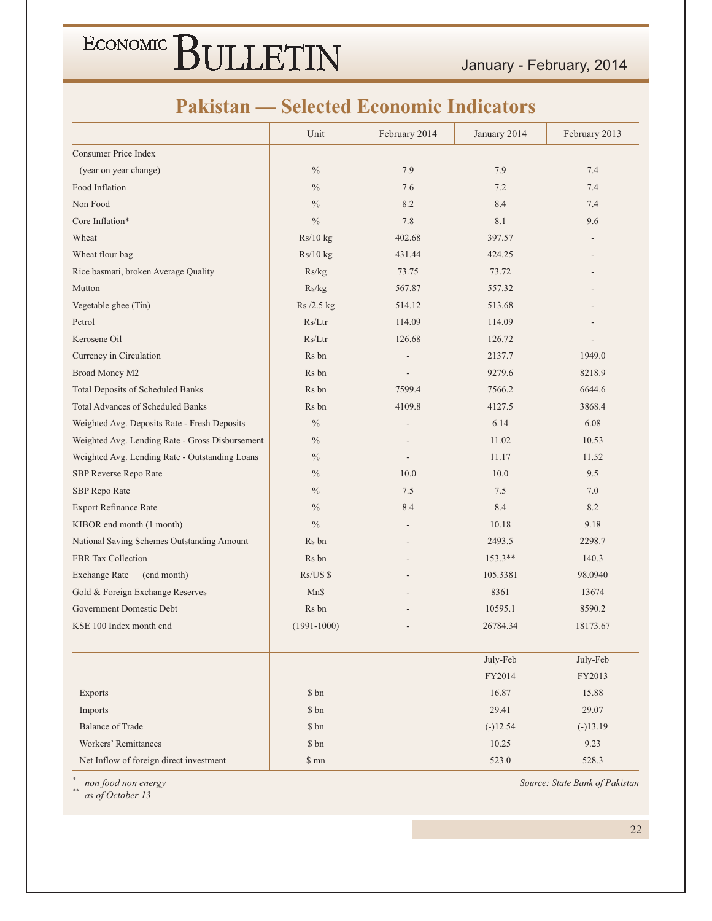# Pakistan — Selected Economic Indicators

| | Unit | February 2014 | January 2014 | February 2013 |
|---|---|---|---|---|
| Consumer Price Index | | | | |
| (year on year change) | % | 7.9 | 7.9 | 7.4 |
| Food Inflation | % | 7.6 | 7.2 | 7.4 |
| Non Food | % | 8.2 | 8.4 | 7.4 |
| Core Inflation* | % | 7.8 | 8.1 | 9.6 |
| Wheat | Rs/10 kg | 402.68 | 397.57 | - |
| Wheat flour bag | Rs/10 kg | 431.44 | 424.25 | - |
| Rice basmati, broken Average Quality | Rs/kg | 73.75 | 73.72 | - |
| Mutton | Rs/kg | 567.87 | 557.32 | - |
| Vegetable ghee (Tin) | Rs /2.5 kg | 514.12 | 513.68 | - |
| Petrol | Rs/Ltr | 114.09 | 114.09 | - |
| Kerosene Oil | Rs/Ltr | 126.68 | 126.72 | - |
| Currency in Circulation | Rs bn | - | 2137.7 | 1949.0 |
| Broad Money M2 | Rs bn | - | 9279.6 | 8218.9 |
| Total Deposits of Scheduled Banks | Rs bn | 7599.4 | 7566.2 | 6644.6 |
| Total Advances of Scheduled Banks | Rs bn | 4109.8 | 4127.5 | 3868.4 |
| Weighted Avg. Deposits Rate - Fresh Deposits | % | - | 6.14 | 6.08 |
| Weighted Avg. Lending Rate - Gross Disbursement | % | - | 11.02 | 10.53 |
| Weighted Avg. Lending Rate - Outstanding Loans | % | - | 11.17 | 11.52 |
| SBP Reverse Repo Rate | % | 10.0 | 10.0 | 9.5 |
| SBP Repo Rate | % | 7.5 | 7.5 | 7.0 |
| Export Refinance Rate | % | 8.4 | 8.4 | 8.2 |
| KIBOR end month (1 month) | % | - | 10.18 | 9.18 |
| National Saving Schemes Outstanding Amount | Rs bn | - | 2493.5 | 2298.7 |
| FBR Tax Collection | Rs bn | - | 153.3** | 140.3 |
| Exchange Rate (end month) | Rs/US $ | - | 105.3381 | 98.0940 |
| Gold & Foreign Exchange Reserves | Mn$ | - | 8361 | 13674 |
| Government Domestic Debt | Rs bn | - | 10595.1 | 8590.2 |
| KSE 100 Index month end | (1991-1000) | - | 26784.34 | 18173.67 |

| | | July-Feb FY2014 | July-Feb FY2013 |
|---|---|---|---|
| Exports | $ bn | 16.87 | 15.88 |
| Imports | $ bn | 29.41 | 29.07 |
| Balance of Trade | $ bn | (-)12.54 | (-)13.19 |
| Workers' Remittances | $ bn | 10.25 | 9.23 |
| Net Inflow of foreign direct investment | $ mn | 523.0 | 528.3 |

\* *non food non energy*
\** *as of October 13*

*Source: State Bank of Pakistan*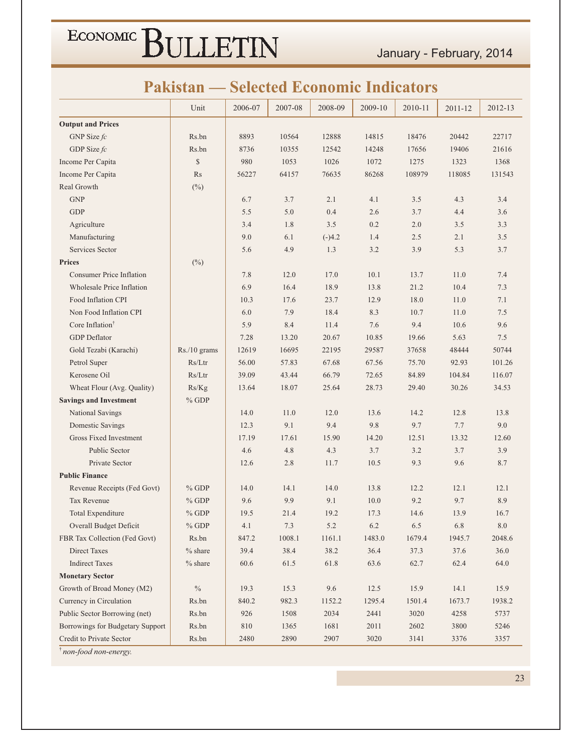## Pakistan — Selected Economic Indicators

| | Unit | 2006-07 | 2007-08 | 2008-09 | 2009-10 | 2010-11 | 2011-12 | 2012-13 |
|---|---|---|---|---|---|---|---|---|
| **Output and Prices** | | | | | | | | |
| GNP Size *fc* | Rs.bn | 8893 | 10564 | 12888 | 14815 | 18476 | 20442 | 22717 |
| GDP Size *fc* | Rs.bn | 8736 | 10355 | 12542 | 14248 | 17656 | 19406 | 21616 |
| Income Per Capita | $ | 980 | 1053 | 1026 | 1072 | 1275 | 1323 | 1368 |
| Income Per Capita | Rs | 56227 | 64157 | 76635 | 86268 | 108979 | 118085 | 131543 |
| Real Growth | (%) | | | | | | | |
| GNP | | 6.7 | 3.7 | 2.1 | 4.1 | 3.5 | 4.3 | 3.4 |
| GDP | | 5.5 | 5.0 | 0.4 | 2.6 | 3.7 | 4.4 | 3.6 |
| Agriculture | | 3.4 | 1.8 | 3.5 | 0.2 | 2.0 | 3.5 | 3.3 |
| Manufacturing | | 9.0 | 6.1 | (-)4.2 | 1.4 | 2.5 | 2.1 | 3.5 |
| Services Sector | | 5.6 | 4.9 | 1.3 | 3.2 | 3.9 | 5.3 | 3.7 |
| **Prices** | (%) | | | | | | | |
| Consumer Price Inflation | | 7.8 | 12.0 | 17.0 | 10.1 | 13.7 | 11.0 | 7.4 |
| Wholesale Price Inflation | | 6.9 | 16.4 | 18.9 | 13.8 | 21.2 | 10.4 | 7.3 |
| Food Inflation CPI | | 10.3 | 17.6 | 23.7 | 12.9 | 18.0 | 11.0 | 7.1 |
| Non Food Inflation CPI | | 6.0 | 7.9 | 18.4 | 8.3 | 10.7 | 11.0 | 7.5 |
| Core Inflation† | | 5.9 | 8.4 | 11.4 | 7.6 | 9.4 | 10.6 | 9.6 |
| GDP Deflator | | 7.28 | 13.20 | 20.67 | 10.85 | 19.66 | 5.63 | 7.5 |
| Gold Tezabi (Karachi) | Rs./10 grams | 12619 | 16695 | 22195 | 29587 | 37658 | 48444 | 50744 |
| Petrol Super | Rs/Ltr | 56.00 | 57.83 | 67.68 | 67.56 | 75.70 | 92.93 | 101.26 |
| Kerosene Oil | Rs/Ltr | 39.09 | 43.44 | 66.79 | 72.65 | 84.89 | 104.84 | 116.07 |
| Wheat Flour (Avg. Quality) | Rs/Kg | 13.64 | 18.07 | 25.64 | 28.73 | 29.40 | 30.26 | 34.53 |
| **Savings and Investment** | % GDP | | | | | | | |
| National Savings | | 14.0 | 11.0 | 12.0 | 13.6 | 14.2 | 12.8 | 13.8 |
| Domestic Savings | | 12.3 | 9.1 | 9.4 | 9.8 | 9.7 | 7.7 | 9.0 |
| Gross Fixed Investment | | 17.19 | 17.61 | 15.90 | 14.20 | 12.51 | 13.32 | 12.60 |
| Public Sector | | 4.6 | 4.8 | 4.3 | 3.7 | 3.2 | 3.7 | 3.9 |
| Private Sector | | 12.6 | 2.8 | 11.7 | 10.5 | 9.3 | 9.6 | 8.7 |
| **Public Finance** | | | | | | | | |
| Revenue Receipts (Fed Govt) | % GDP | 14.0 | 14.1 | 14.0 | 13.8 | 12.2 | 12.1 | 12.1 |
| Tax Revenue | % GDP | 9.6 | 9.9 | 9.1 | 10.0 | 9.2 | 9.7 | 8.9 |
| Total Expenditure | % GDP | 19.5 | 21.4 | 19.2 | 17.3 | 14.6 | 13.9 | 16.7 |
| Overall Budget Deficit | % GDP | 4.1 | 7.3 | 5.2 | 6.2 | 6.5 | 6.8 | 8.0 |
| FBR Tax Collection (Fed Govt) | Rs.bn | 847.2 | 1008.1 | 1161.1 | 1483.0 | 1679.4 | 1945.7 | 2048.6 |
| Direct Taxes | % share | 39.4 | 38.4 | 38.2 | 36.4 | 37.3 | 37.6 | 36.0 |
| Indirect Taxes | % share | 60.6 | 61.5 | 61.8 | 63.6 | 62.7 | 62.4 | 64.0 |
| **Monetary Sector** | | | | | | | | |
| Growth of Broad Money (M2) | % | 19.3 | 15.3 | 9.6 | 12.5 | 15.9 | 14.1 | 15.9 |
| Currency in Circulation | Rs.bn | 840.2 | 982.3 | 1152.2 | 1295.4 | 1501.4 | 1673.7 | 1938.2 |
| Public Sector Borrowing (net) | Rs.bn | 926 | 1508 | 2034 | 2441 | 3020 | 4258 | 5737 |
| Borrowings for Budgetary Support | Rs.bn | 810 | 1365 | 1681 | 2011 | 2602 | 3800 | 5246 |
| Credit to Private Sector | Rs.bn | 2480 | 2890 | 2907 | 3020 | 3141 | 3376 | 3357 |

† *non-food non-energy.*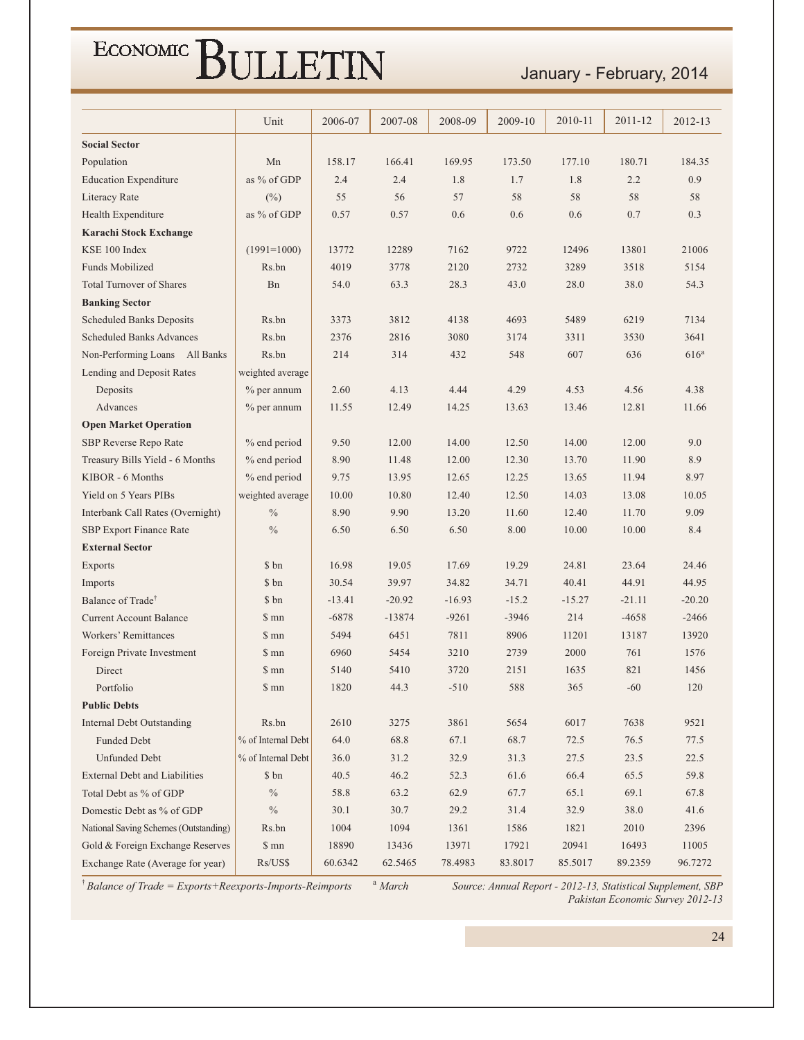| | Unit | 2006-07 | 2007-08 | 2008-09 | 2009-10 | 2010-11 | 2011-12 | 2012-13 |
|---|---|---|---|---|---|---|---|---|
| **Social Sector** | | | | | | | | |
| Population | Mn | 158.17 | 166.41 | 169.95 | 173.50 | 177.10 | 180.71 | 184.35 |
| Education Expenditure | as % of GDP | 2.4 | 2.4 | 1.8 | 1.7 | 1.8 | 2.2 | 0.9 |
| Literacy Rate | (%) | 55 | 56 | 57 | 58 | 58 | 58 | 58 |
| Health Expenditure | as % of GDP | 0.57 | 0.57 | 0.6 | 0.6 | 0.6 | 0.7 | 0.3 |
| **Karachi Stock Exchange** | | | | | | | | |
| KSE 100 Index | (1991=1000) | 13772 | 12289 | 7162 | 9722 | 12496 | 13801 | 21006 |
| Funds Mobilized | Rs.bn | 4019 | 3778 | 2120 | 2732 | 3289 | 3518 | 5154 |
| Total Turnover of Shares | Bn | 54.0 | 63.3 | 28.3 | 43.0 | 28.0 | 38.0 | 54.3 |
| **Banking Sector** | | | | | | | | |
| Scheduled Banks Deposits | Rs.bn | 3373 | 3812 | 4138 | 4693 | 5489 | 6219 | 7134 |
| Scheduled Banks Advances | Rs.bn | 2376 | 2816 | 3080 | 3174 | 3311 | 3530 | 3641 |
| Non-Performing Loans All Banks | Rs.bn | 214 | 314 | 432 | 548 | 607 | 636 | 616[a] |
| Lending and Deposit Rates | weighted average | | | | | | | |
| Deposits | % per annum | 2.60 | 4.13 | 4.44 | 4.29 | 4.53 | 4.56 | 4.38 |
| Advances | % per annum | 11.55 | 12.49 | 14.25 | 13.63 | 13.46 | 12.81 | 11.66 |
| **Open Market Operation** | | | | | | | | |
| SBP Reverse Repo Rate | % end period | 9.50 | 12.00 | 14.00 | 12.50 | 14.00 | 12.00 | 9.0 |
| Treasury Bills Yield - 6 Months | % end period | 8.90 | 11.48 | 12.00 | 12.30 | 13.70 | 11.90 | 8.9 |
| KIBOR - 6 Months | % end period | 9.75 | 13.95 | 12.65 | 12.25 | 13.65 | 11.94 | 8.97 |
| Yield on 5 Years PIBs | weighted average | 10.00 | 10.80 | 12.40 | 12.50 | 14.03 | 13.08 | 10.05 |
| Interbank Call Rates (Overnight) | % | 8.90 | 9.90 | 13.20 | 11.60 | 12.40 | 11.70 | 9.09 |
| SBP Export Finance Rate | % | 6.50 | 6.50 | 6.50 | 8.00 | 10.00 | 10.00 | 8.4 |
| **External Sector** | | | | | | | | |
| Exports | $ bn | 16.98 | 19.05 | 17.69 | 19.29 | 24.81 | 23.64 | 24.46 |
| Imports | $ bn | 30.54 | 39.97 | 34.82 | 34.71 | 40.41 | 44.91 | 44.95 |
| Balance of Trade† | $ bn | -13.41 | -20.92 | -16.93 | -15.2 | -15.27 | -21.11 | -20.20 |
| Current Account Balance | $ mn | -6878 | -13874 | -9261 | -3946 | 214 | -4658 | -2466 |
| Workers' Remittances | $ mn | 5494 | 6451 | 7811 | 8906 | 11201 | 13187 | 13920 |
| Foreign Private Investment | $ mn | 6960 | 5454 | 3210 | 2739 | 2000 | 761 | 1576 |
| Direct | $ mn | 5140 | 5410 | 3720 | 2151 | 1635 | 821 | 1456 |
| Portfolio | $ mn | 1820 | 44.3 | -510 | 588 | 365 | -60 | 120 |
| **Public Debts** | | | | | | | | |
| Internal Debt Outstanding | Rs.bn | 2610 | 3275 | 3861 | 5654 | 6017 | 7638 | 9521 |
| Funded Debt | % of Internal Debt | 64.0 | 68.8 | 67.1 | 68.7 | 72.5 | 76.5 | 77.5 |
| Unfunded Debt | % of Internal Debt | 36.0 | 31.2 | 32.9 | 31.3 | 27.5 | 23.5 | 22.5 |
| External Debt and Liabilities | $ bn | 40.5 | 46.2 | 52.3 | 61.6 | 66.4 | 65.5 | 59.8 |
| Total Debt as % of GDP | % | 58.8 | 63.2 | 62.9 | 67.7 | 65.1 | 69.1 | 67.8 |
| Domestic Debt as % of GDP | % | 30.1 | 30.7 | 29.2 | 31.4 | 32.9 | 38.0 | 41.6 |
| National Saving Schemes (Outstanding) | Rs.bn | 1004 | 1094 | 1361 | 1586 | 1821 | 2010 | 2396 |
| Gold & Foreign Exchange Reserves | $ mn | 18890 | 13436 | 13971 | 17921 | 20941 | 16493 | 11005 |
| Exchange Rate (Average for year) | Rs/US$ | 60.6342 | 62.5465 | 78.4983 | 83.8017 | 85.5017 | 89.2359 | 96.7272 |

† *Balance of Trade = Exports+Reexports-Imports-Reimports*  [a] *March*

*Source: Annual Report - 2012-13, Statistical Supplement, SBP*
*Pakistan Economic Survey 2012-13*